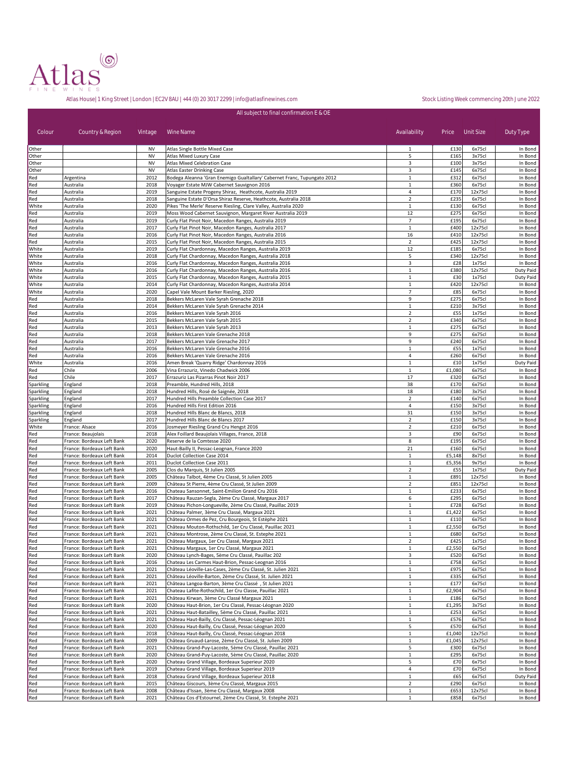# Atlas

FINE WINES

Atlas House| 1 King Street | London | EC2V 8AU | +44 (0) 20 3017 2299 | info@atlasfinewines.com

Stock Listing Week commencing 20th June 2022

All subject to final confirmation E & OE

| Colour | Country & Region | Vintage | Wine Name | Availability | Price | Unit Size | Duty Type |
|---|---|---|---|---|---|---|---|
| Other | | NV | Atlas Single Bottle Mixed Case | 1 | £130 | 6x75cl | In Bond |
| Other | | NV | Atlas Mixed Luxury Case | 5 | £165 | 3x75cl | In Bond |
| Other | | NV | Atlas Mixed Celebration Case | 3 | £100 | 3x75cl | In Bond |
| Other | | NV | Atlas Easter Drinking Case | 3 | £145 | 6x75cl | In Bond |
| Red | Argentina | 2012 | Bodega Aleanna 'Gran Enemigo Gualtallary' Cabernet Franc, Tupungato 2012 | 1 | £312 | 6x75cl | In Bond |
| Red | Australia | 2018 | Voyager Estate MJW Cabernet Sauvignon 2016 | 1 | £360 | 6x75cl | In Bond |
| Red | Australia | 2019 | Sanguine Estate Progeny Shiraz, Heathcote, Australia 2019 | 4 | £170 | 12x75cl | In Bond |
| Red | Australia | 2018 | Sanguine Estate D'Orsa Shiraz Reserve, Heathcote, Australia 2018 | 2 | £235 | 6x75cl | In Bond |
| White | Australia | 2020 | Pikes 'The Merle' Reserve Riesling, Clare Valley, Australia 2020 | 1 | £130 | 6x75cl | In Bond |
| Red | Australia | 2019 | Moss Wood Cabernet Sauvignon, Margaret River Australia 2019 | 12 | £275 | 6x75cl | In Bond |
| Red | Australia | 2019 | Curly Flat Pinot Noir, Macedon Ranges, Australia 2019 | 7 | £195 | 6x75cl | In Bond |
| Red | Australia | 2017 | Curly Flat Pinot Noir, Macedon Ranges, Australia 2017 | 1 | £400 | 12x75cl | In Bond |
| Red | Australia | 2016 | Curly Flat Pinot Noir, Macedon Ranges, Australia 2016 | 16 | £410 | 12x75cl | In Bond |
| Red | Australia | 2015 | Curly Flat Pinot Noir, Macedon Ranges, Australia 2015 | 2 | £425 | 12x75cl | In Bond |
| White | Australia | 2019 | Curly Flat Chardonnay, Macedon Ranges, Australia 2019 | 12 | £185 | 6x75cl | In Bond |
| White | Australia | 2018 | Curly Flat Chardonnay, Macedon Ranges, Australia 2018 | 5 | £340 | 12x75cl | In Bond |
| White | Australia | 2016 | Curly Flat Chardonnay, Macedon Ranges, Australia 2016 | 3 | £28 | 1x75cl | In Bond |
| White | Australia | 2016 | Curly Flat Chardonnay, Macedon Ranges, Australia 2016 | 1 | £380 | 12x75cl | Duty Paid |
| White | Australia | 2015 | Curly Flat Chardonnay, Macedon Ranges, Australia 2015 | 1 | £30 | 1x75cl | Duty Paid |
| White | Australia | 2014 | Curly Flat Chardonnay, Macedon Ranges, Australia 2014 | 1 | £420 | 12x75cl | In Bond |
| White | Australia | 2020 | Capel Vale Mount Barker Riesling, 2020 | 7 | £85 | 6x75cl | In Bond |
| Red | Australia | 2018 | Bekkers McLaren Vale Syrah Grenache 2018 | 9 | £275 | 6x75cl | In Bond |
| Red | Australia | 2014 | Bekkers McLaren Vale Syrah Grenache 2014 | 1 | £210 | 3x75cl | In Bond |
| Red | Australia | 2016 | Bekkers McLaren Vale Syrah 2016 | 2 | £55 | 1x75cl | In Bond |
| Red | Australia | 2015 | Bekkers McLaren Vale Syrah 2015 | 2 | £340 | 6x75cl | In Bond |
| Red | Australia | 2013 | Bekkers McLaren Vale Syrah 2013 | 1 | £275 | 6x75cl | In Bond |
| Red | Australia | 2018 | Bekkers McLaren Vale Grenache 2018 | 9 | £275 | 6x75cl | In Bond |
| Red | Australia | 2017 | Bekkers McLaren Vale Grenache 2017 | 9 | £240 | 6x75cl | In Bond |
| Red | Australia | 2016 | Bekkers McLaren Vale Grenache 2016 | 1 | £55 | 1x75cl | In Bond |
| Red | Australia | 2016 | Bekkers McLaren Vale Grenache 2016 | 4 | £260 | 6x75cl | In Bond |
| White | Australia | 2016 | Amen Break 'Quarry Ridge' Chardonnay 2016 | 1 | £10 | 1x75cl | Duty Paid |
| Red | Chile | 2006 | Vina Errazuriz, Vinedo Chadwick 2006 | 1 | £1,080 | 6x75cl | In Bond |
| Red | Chile | 2017 | Errazuriz Las Pizarras Pinot Noir 2017 | 17 | £320 | 6x75cl | In Bond |
| Sparkling | England | 2018 | Preamble, Hundred Hills, 2018 | 38 | £170 | 6x75cl | In Bond |
| Sparkling | England | 2018 | Hundred Hills, Rosé de Saignée, 2018 | 18 | £180 | 3x75cl | In Bond |
| Sparkling | England | 2017 | Hundred Hills Preamble Collection Case 2017 | 2 | £140 | 6x75cl | In Bond |
| Sparkling | England | 2016 | Hundred Hills First Edition 2016 | 4 | £150 | 3x75cl | In Bond |
| Sparkling | England | 2018 | Hundred Hills Blanc de Blancs, 2018 | 31 | £150 | 3x75cl | In Bond |
| Sparkling | England | 2017 | Hundred Hills Blanc de Blancs 2017 | 2 | £150 | 3x75cl | In Bond |
| White | France: Alsace | 2016 | Josmeyer Riesling Grand Cru Hengst 2016 | 2 | £210 | 6x75cl | In Bond |
| Red | France: Beaujolais | 2018 | Alex Foillard Beaujolais Villages, France, 2018 | 3 | £90 | 6x75cl | In Bond |
| Red | France: Bordeaux Left Bank | 2020 | Reserve de la Comtesse 2020 | 8 | £195 | 6x75cl | In Bond |
| Red | France: Bordeaux Left Bank | 2020 | Haut-Bailly II, Pessac-Leognan, France 2020 | 21 | £160 | 6x75cl | In Bond |
| Red | France: Bordeaux Left Bank | 2014 | Duclot Collection Case 2014 | 1 | £5,148 | 8x75cl | In Bond |
| Red | France: Bordeaux Left Bank | 2011 | Duclot Collection Case 2011 | 1 | £5,356 | 9x75cl | In Bond |
| Red | France: Bordeaux Left Bank | 2005 | Clos du Marquis, St Julien 2005 | 2 | £55 | 1x75cl | Duty Paid |
| Red | France: Bordeaux Left Bank | 2005 | Château Talbot, 4ème Cru Classé, St Julien 2005 | 1 | £891 | 12x75cl | In Bond |
| Red | France: Bordeaux Left Bank | 2009 | Château St Pierre, 4ème Cru Classé, St Julien 2009 | 2 | £851 | 12x75cl | In Bond |
| Red | France: Bordeaux Left Bank | 2016 | Chateau Sansonnet, Saint-Emilion Grand Cru 2016 | 1 | £233 | 6x75cl | In Bond |
| Red | France: Bordeaux Left Bank | 2017 | Château Rauzan-Segla, 2ème Cru Classé, Margaux 2017 | 6 | £295 | 6x75cl | In Bond |
| Red | France: Bordeaux Left Bank | 2019 | Château Pichon-Longueville, 2ème Cru Classé, Pauillac 2019 | 1 | £728 | 6x75cl | In Bond |
| Red | France: Bordeaux Left Bank | 2021 | Château Palmer, 3ème Cru Classé, Margaux 2021 | 1 | £1,422 | 6x75cl | In Bond |
| Red | France: Bordeaux Left Bank | 2021 | Château Ormes de Pez, Cru Bourgeois, St Estèphe 2021 | 1 | £110 | 6x75cl | In Bond |
| Red | France: Bordeaux Left Bank | 2021 | Château Mouton-Rothschild, 1er Cru Classé, Pauillac 2021 | 1 | £2,550 | 6x75cl | In Bond |
| Red | France: Bordeaux Left Bank | 2021 | Château Montrose, 2ème Cru Classé, St. Estephe 2021 | 1 | £680 | 6x75cl | In Bond |
| Red | France: Bordeaux Left Bank | 2021 | Château Margaux, 1er Cru Classé, Margaux 2021 | 2 | £425 | 1x75cl | In Bond |
| Red | France: Bordeaux Left Bank | 2021 | Château Margaux, 1er Cru Classé, Margaux 2021 | 1 | £2,550 | 6x75cl | In Bond |
| Red | France: Bordeaux Left Bank | 2020 | Château Lynch-Bages, 5ème Cru Classé, Pauillac 202 | 3 | £520 | 6x75cl | In Bond |
| Red | France: Bordeaux Left Bank | 2016 | Chateau Les Carmes Haut-Brion, Pessac-Leognan 2016 | 1 | £758 | 6x75cl | In Bond |
| Red | France: Bordeaux Left Bank | 2021 | Château Léoville-Las-Cases, 2ème Cru Classé, St. Julien 2021 | 1 | £975 | 6x75cl | In Bond |
| Red | France: Bordeaux Left Bank | 2021 | Château Léoville-Barton, 2ème Cru Classé, St. Julien 2021 | 1 | £335 | 6x75cl | In Bond |
| Red | France: Bordeaux Left Bank | 2021 | Château Langoa-Barton, 3ème Cru Classé , St Julien 2021 | 1 | £177 | 6x75cl | In Bond |
| Red | France: Bordeaux Left Bank | 2021 | Chateau Lafite-Rothschild, 1er Cru Classe, Pauillac 2021 | 1 | £2,904 | 6x75cl | In Bond |
| Red | France: Bordeaux Left Bank | 2021 | Château Kirwan, 3ème Cru Classé Margaux 2021 | 1 | £186 | 6x75cl | In Bond |
| Red | France: Bordeaux Left Bank | 2020 | Château Haut-Brion, 1er Cru Classé, Pessac-Léognan 2020 | 1 | £1,295 | 3x75cl | In Bond |
| Red | France: Bordeaux Left Bank | 2021 | Château Haut-Batailley, 5ème Cru Classé, Pauillac 2021 | 1 | £253 | 6x75cl | In Bond |
| Red | France: Bordeaux Left Bank | 2021 | Château Haut-Bailly, Cru Classé, Pessac-Léognan 2021 | 1 | £576 | 6x75cl | In Bond |
| Red | France: Bordeaux Left Bank | 2020 | Château Haut-Bailly, Cru Classé, Pessac-Léognan 2020 | 5 | £570 | 6x75cl | In Bond |
| Red | France: Bordeaux Left Bank | 2018 | Château Haut-Bailly, Cru Classé, Pessac-Léognan 2018 | 1 | £1,040 | 12x75cl | In Bond |
| Red | France: Bordeaux Left Bank | 2009 | Château Gruaud-Larose, 2ème Cru Classé, St. Julien 2009 | 1 | £1,045 | 12x75cl | In Bond |
| Red | France: Bordeaux Left Bank | 2021 | Château Grand-Puy-Lacoste, 5ème Cru Classé, Pauillac 2021 | 5 | £300 | 6x75cl | In Bond |
| Red | France: Bordeaux Left Bank | 2020 | Château Grand-Puy-Lacoste, 5ème Cru Classé, Pauillac 2020 | 1 | £295 | 6x75cl | In Bond |
| Red | France: Bordeaux Left Bank | 2020 | Chateau Grand Village, Bordeaux Superieur 2020 | 5 | £70 | 6x75cl | In Bond |
| Red | France: Bordeaux Left Bank | 2019 | Chateau Grand Village, Bordeaux Superieur 2019 | 4 | £70 | 6x75cl | In Bond |
| Red | France: Bordeaux Left Bank | 2018 | Chateau Grand Village, Bordeaux Superieur 2018 | 1 | £65 | 6x75cl | Duty Paid |
| Red | France: Bordeaux Left Bank | 2015 | Château Giscours, 3ème Cru Classé, Margaux 2015 | 2 | £290 | 6x75cl | In Bond |
| Red | France: Bordeaux Left Bank | 2008 | Château d'Issan, 3ème Cru Classé, Margaux 2008 | 1 | £653 | 12x75cl | In Bond |
| Red | France: Bordeaux Left Bank | 2021 | Château Cos d'Estournel, 2ème Cru Classé, St. Estephe 2021 | 1 | £858 | 6x75cl | In Bond |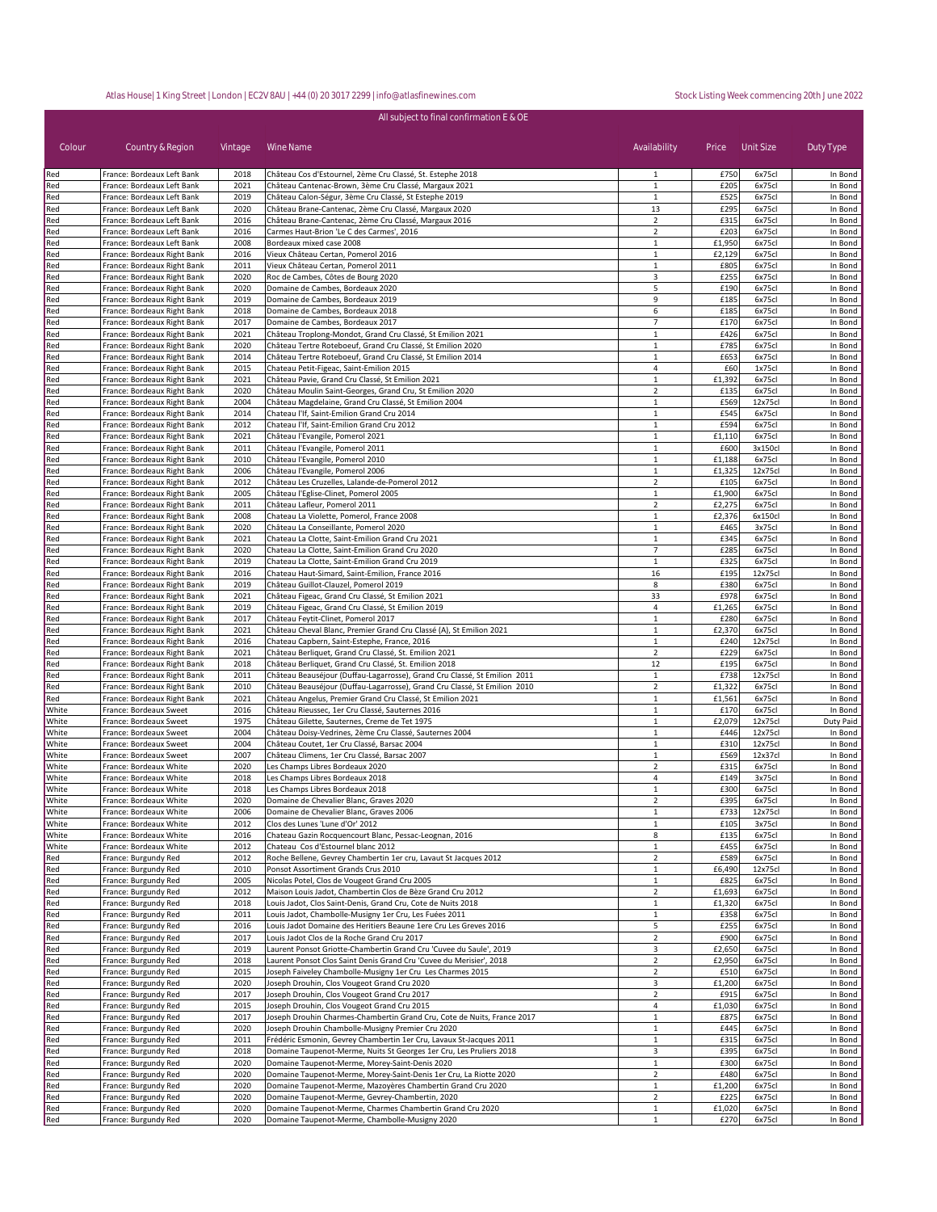All subject to final confirmation E & OE

| Colour | Country & Region | Vintage | Wine Name | Availability | Price | Unit Size | Duty Type |
|---|---|---|---|---|---|---|---|
| Red | France: Bordeaux Left Bank | 2018 | Château Cos d'Estournel, 2ème Cru Classé, St. Estephe 2018 | 1 | £750 | 6x75cl | In Bond |
| Red | France: Bordeaux Left Bank | 2021 | Château Cantenac-Brown, 3ème Cru Classé, Margaux 2021 | 1 | £205 | 6x75cl | In Bond |
| Red | France: Bordeaux Left Bank | 2019 | Château Calon-Ségur, 3ème Cru Classé, St Estephe 2019 | 1 | £525 | 6x75cl | In Bond |
| Red | France: Bordeaux Left Bank | 2020 | Château Brane-Cantenac, 2ème Cru Classé, Margaux 2020 | 13 | £295 | 6x75cl | In Bond |
| Red | France: Bordeaux Left Bank | 2016 | Château Brane-Cantenac, 2ème Cru Classé, Margaux 2016 | 2 | £315 | 6x75cl | In Bond |
| Red | France: Bordeaux Left Bank | 2016 | Carmes Haut-Brion 'Le C des Carmes', 2016 | 2 | £203 | 6x75cl | In Bond |
| Red | France: Bordeaux Left Bank | 2008 | Bordeaux mixed case 2008 | 1 | £1,950 | 6x75cl | In Bond |
| Red | France: Bordeaux Right Bank | 2016 | Vieux Château Certan, Pomerol 2016 | 1 | £2,129 | 6x75cl | In Bond |
| Red | France: Bordeaux Right Bank | 2011 | Vieux Château Certan, Pomerol 2011 | 1 | £805 | 6x75cl | In Bond |
| Red | France: Bordeaux Right Bank | 2020 | Roc de Cambes, Côtes de Bourg 2020 | 3 | £255 | 6x75cl | In Bond |
| Red | France: Bordeaux Right Bank | 2020 | Domaine de Cambes, Bordeaux 2020 | 5 | £190 | 6x75cl | In Bond |
| Red | France: Bordeaux Right Bank | 2019 | Domaine de Cambes, Bordeaux 2019 | 9 | £185 | 6x75cl | In Bond |
| Red | France: Bordeaux Right Bank | 2018 | Domaine de Cambes, Bordeaux 2018 | 6 | £185 | 6x75cl | In Bond |
| Red | France: Bordeaux Right Bank | 2017 | Domaine de Cambes, Bordeaux 2017 | 7 | £170 | 6x75cl | In Bond |
| Red | France: Bordeaux Right Bank | 2021 | Château Troplong-Mondot, Grand Cru Classé, St Emilion 2021 | 1 | £426 | 6x75cl | In Bond |
| Red | France: Bordeaux Right Bank | 2020 | Château Tertre Roteboeuf, Grand Cru Classé, St Emilion 2020 | 1 | £785 | 6x75cl | In Bond |
| Red | France: Bordeaux Right Bank | 2014 | Château Tertre Roteboeuf, Grand Cru Classé, St Emilion 2014 | 1 | £653 | 6x75cl | In Bond |
| Red | France: Bordeaux Right Bank | 2015 | Chateau Petit-Figeac, Saint-Emilion 2015 | 4 | £60 | 1x75cl | In Bond |
| Red | France: Bordeaux Right Bank | 2021 | Château Pavie, Grand Cru Classé, St Emilion 2021 | 1 | £1,392 | 6x75cl | In Bond |
| Red | France: Bordeaux Right Bank | 2020 | Château Moulin Saint-Georges, Grand Cru, St Emilion 2020 | 2 | £135 | 6x75cl | In Bond |
| Red | France: Bordeaux Right Bank | 2004 | Château Magdelaine, Grand Cru Classé, St Emilion 2004 | 1 | £569 | 12x75cl | In Bond |
| Red | France: Bordeaux Right Bank | 2014 | Chateau l'If, Saint-Emilion Grand Cru 2014 | 1 | £545 | 6x75cl | In Bond |
| Red | France: Bordeaux Right Bank | 2012 | Chateau l'If, Saint-Emilion Grand Cru 2012 | 1 | £594 | 6x75cl | In Bond |
| Red | France: Bordeaux Right Bank | 2021 | Château l'Evangile, Pomerol 2021 | 1 | £1,110 | 6x75cl | In Bond |
| Red | France: Bordeaux Right Bank | 2011 | Château l'Evangile, Pomerol 2011 | 1 | £600 | 3x150cl | In Bond |
| Red | France: Bordeaux Right Bank | 2010 | Château l'Evangile, Pomerol 2010 | 1 | £1,188 | 6x75cl | In Bond |
| Red | France: Bordeaux Right Bank | 2006 | Château l'Evangile, Pomerol 2006 | 1 | £1,325 | 12x75cl | In Bond |
| Red | France: Bordeaux Right Bank | 2012 | Château Les Cruzelles, Lalande-de-Pomerol 2012 | 2 | £105 | 6x75cl | In Bond |
| Red | France: Bordeaux Right Bank | 2005 | Château l'Eglise-Clinet, Pomerol 2005 | 1 | £1,900 | 6x75cl | In Bond |
| Red | France: Bordeaux Right Bank | 2011 | Château Lafleur, Pomerol 2011 | 2 | £2,275 | 6x75cl | In Bond |
| Red | France: Bordeaux Right Bank | 2008 | Chateau La Violette, Pomerol, France 2008 | 1 | £2,376 | 6x150cl | In Bond |
| Red | France: Bordeaux Right Bank | 2020 | Château La Conseillante, Pomerol 2020 | 1 | £465 | 3x75cl | In Bond |
| Red | France: Bordeaux Right Bank | 2021 | Chateau La Clotte, Saint-Emilion Grand Cru 2021 | 1 | £345 | 6x75cl | In Bond |
| Red | France: Bordeaux Right Bank | 2020 | Chateau La Clotte, Saint-Emilion Grand Cru 2020 | 7 | £285 | 6x75cl | In Bond |
| Red | France: Bordeaux Right Bank | 2019 | Chateau La Clotte, Saint-Emilion Grand Cru 2019 | 1 | £325 | 6x75cl | In Bond |
| Red | France: Bordeaux Right Bank | 2016 | Chateau Haut-Simard, Saint-Emilion, France 2016 | 16 | £195 | 12x75cl | In Bond |
| Red | France: Bordeaux Right Bank | 2019 | Château Guillot-Clauzel, Pomerol 2019 | 8 | £380 | 6x75cl | In Bond |
| Red | France: Bordeaux Right Bank | 2021 | Château Figeac, Grand Cru Classé, St Emilion 2021 | 33 | £978 | 6x75cl | In Bond |
| Red | France: Bordeaux Right Bank | 2019 | Château Figeac, Grand Cru Classé, St Emilion 2019 | 4 | £1,265 | 6x75cl | In Bond |
| Red | France: Bordeaux Right Bank | 2017 | Château Feytit-Clinet, Pomerol 2017 | 1 | £280 | 6x75cl | In Bond |
| Red | France: Bordeaux Right Bank | 2021 | Château Cheval Blanc, Premier Grand Cru Classé (A), St Emilion 2021 | 1 | £2,370 | 6x75cl | In Bond |
| Red | France: Bordeaux Right Bank | 2016 | Château Capbern, Saint-Estephe, France, 2016 | 1 | £240 | 12x75cl | In Bond |
| Red | France: Bordeaux Right Bank | 2021 | Château Berliquet, Grand Cru Classé, St. Emilion 2021 | 2 | £229 | 6x75cl | In Bond |
| Red | France: Bordeaux Right Bank | 2018 | Château Berliquet, Grand Cru Classé, St. Emilion 2018 | 12 | £195 | 6x75cl | In Bond |
| Red | France: Bordeaux Right Bank | 2011 | Château Beauséjour (Duffau-Lagarrosse), Grand Cru Classé, St Emilion 2011 | 1 | £738 | 12x75cl | In Bond |
| Red | France: Bordeaux Right Bank | 2010 | Château Beauséjour (Duffau-Lagarrosse), Grand Cru Classé, St Emilion 2010 | 2 | £1,322 | 6x75cl | In Bond |
| Red | France: Bordeaux Right Bank | 2021 | Château Angelus, Premier Grand Cru Classé, St Emilion 2021 | 1 | £1,561 | 6x75cl | In Bond |
| White | France: Bordeaux Sweet | 2016 | Château Rieussec, 1er Cru Classé, Sauternes 2016 | 1 | £170 | 6x75cl | In Bond |
| White | France: Bordeaux Sweet | 1975 | Château Gilette, Sauternes, Creme de Tet 1975 | 1 | £2,079 | 12x75cl | Duty Paid |
| White | France: Bordeaux Sweet | 2004 | Château Doisy-Vedrines, 2ème Cru Classé, Sauternes 2004 | 1 | £446 | 12x75cl | In Bond |
| White | France: Bordeaux Sweet | 2004 | Château Coutet, 1er Cru Classé, Barsac 2004 | 1 | £310 | 12x75cl | In Bond |
| White | France: Bordeaux Sweet | 2007 | Château Climens, 1er Cru Classé, Barsac 2007 | 1 | £569 | 12x37cl | In Bond |
| White | France: Bordeaux White | 2020 | Les Champs Libres Bordeaux 2020 | 2 | £315 | 6x75cl | In Bond |
| White | France: Bordeaux White | 2018 | Les Champs Libres Bordeaux 2018 | 4 | £149 | 3x75cl | In Bond |
| White | France: Bordeaux White | 2018 | Les Champs Libres Bordeaux 2018 | 1 | £300 | 6x75cl | In Bond |
| White | France: Bordeaux White | 2020 | Domaine de Chevalier Blanc, Graves 2020 | 2 | £395 | 6x75cl | In Bond |
| White | France: Bordeaux White | 2006 | Domaine de Chevalier Blanc, Graves 2006 | 1 | £733 | 12x75cl | In Bond |
| White | France: Bordeaux White | 2012 | Clos des Lunes 'Lune d'Or' 2012 | 1 | £105 | 3x75cl | In Bond |
| White | France: Bordeaux White | 2016 | Chateau Gazin Rocquencourt Blanc, Pessac-Leognan, 2016 | 8 | £135 | 6x75cl | In Bond |
| White | France: Bordeaux White | 2012 | Chateau Cos d'Estournel blanc 2012 | 1 | £455 | 6x75cl | In Bond |
| Red | France: Burgundy Red | 2012 | Roche Bellene, Gevrey Chambertin 1er cru, Lavaut St Jacques 2012 | 2 | £589 | 6x75cl | In Bond |
| Red | France: Burgundy Red | 2010 | Ponsot Assortiment Grands Crus 2010 | 1 | £6,490 | 12x75cl | In Bond |
| Red | France: Burgundy Red | 2005 | Nicolas Potel, Clos de Vougeot Grand Cru 2005 | 1 | £825 | 6x75cl | In Bond |
| Red | France: Burgundy Red | 2012 | Maison Louis Jadot, Chambertin Clos de Bèze Grand Cru 2012 | 2 | £1,693 | 6x75cl | In Bond |
| Red | France: Burgundy Red | 2018 | Louis Jadot, Clos Saint-Denis, Grand Cru, Cote de Nuits 2018 | 1 | £1,320 | 6x75cl | In Bond |
| Red | France: Burgundy Red | 2011 | Louis Jadot, Chambolle-Musigny 1er Cru, Les Fuées 2011 | 1 | £358 | 6x75cl | In Bond |
| Red | France: Burgundy Red | 2016 | Louis Jadot Domaine des Heritiers Beaune 1ere Cru Les Greves 2016 | 5 | £255 | 6x75cl | In Bond |
| Red | France: Burgundy Red | 2017 | Louis Jadot Clos de la Roche Grand Cru 2017 | 2 | £900 | 6x75cl | In Bond |
| Red | France: Burgundy Red | 2019 | Laurent Ponsot Griotte-Chambertin Grand Cru 'Cuvee du Saule', 2019 | 3 | £2,650 | 6x75cl | In Bond |
| Red | France: Burgundy Red | 2018 | Laurent Ponsot Clos Saint Denis Grand Cru 'Cuvee du Merisier', 2018 | 2 | £2,950 | 6x75cl | In Bond |
| Red | France: Burgundy Red | 2015 | Joseph Faiveley Chambolle-Musigny 1er Cru Les Charmes 2015 | 2 | £510 | 6x75cl | In Bond |
| Red | France: Burgundy Red | 2020 | Joseph Drouhin, Clos Vougeot Grand Cru 2020 | 3 | £1,200 | 6x75cl | In Bond |
| Red | France: Burgundy Red | 2017 | Joseph Drouhin, Clos Vougeot Grand Cru 2017 | 2 | £915 | 6x75cl | In Bond |
| Red | France: Burgundy Red | 2015 | Joseph Drouhin, Clos Vougeot Grand Cru 2015 | 4 | £1,030 | 6x75cl | In Bond |
| Red | France: Burgundy Red | 2017 | Joseph Drouhin Charmes-Chambertin Grand Cru, Cote de Nuits, France 2017 | 1 | £875 | 6x75cl | In Bond |
| Red | France: Burgundy Red | 2020 | Joseph Drouhin Chambolle-Musigny Premier Cru 2020 | 1 | £445 | 6x75cl | In Bond |
| Red | France: Burgundy Red | 2011 | Frédéric Esmonin, Gevrey Chambertin 1er Cru, Lavaux St-Jacques 2011 | 1 | £315 | 6x75cl | In Bond |
| Red | France: Burgundy Red | 2018 | Domaine Taupenot-Merme, Nuits St Georges 1er Cru, Les Pruliers 2018 | 3 | £395 | 6x75cl | In Bond |
| Red | France: Burgundy Red | 2020 | Domaine Taupenot-Merme, Morey-Saint-Denis 2020 | 1 | £300 | 6x75cl | In Bond |
| Red | France: Burgundy Red | 2020 | Domaine Taupenot-Merme, Morey-Saint-Denis 1er Cru, La Riotte 2020 | 2 | £480 | 6x75cl | In Bond |
| Red | France: Burgundy Red | 2020 | Domaine Taupenot-Merme, Mazoyères Chambertin Grand Cru 2020 | 1 | £1,200 | 6x75cl | In Bond |
| Red | France: Burgundy Red | 2020 | Domaine Taupenot-Merme, Gevrey-Chambertin, 2020 | 2 | £225 | 6x75cl | In Bond |
| Red | France: Burgundy Red | 2020 | Domaine Taupenot-Merme, Charmes Chambertin Grand Cru 2020 | 1 | £1,020 | 6x75cl | In Bond |
| Red | France: Burgundy Red | 2020 | Domaine Taupenot-Merme, Chambolle-Musigny 2020 | 1 | £270 | 6x75cl | In Bond |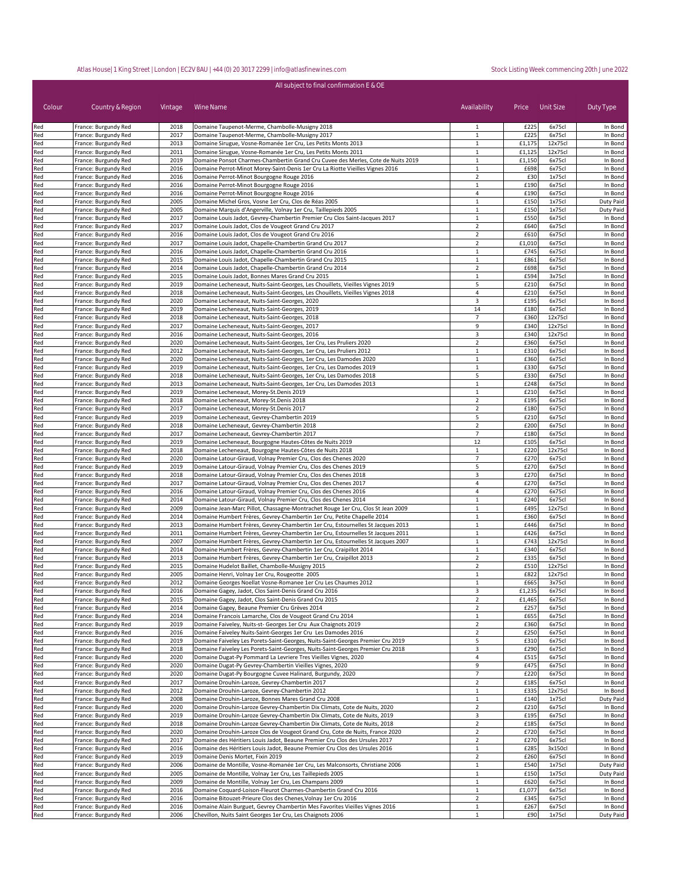Atlas House | 1 King Street | London | EC2V 8AU | +44 (0) 20 3017 2299 | info@atlasfinewines.com

Stock Listing Week commencing 20th June 2022

All subject to final confirmation E & OE

| Colour | Country & Region | Vintage | Wine Name | Availability | Price | Unit Size | Duty Type |
|---|---|---|---|---|---|---|---|
| Red | France: Burgundy Red | 2018 | Domaine Taupenot-Merme, Chambolle-Musigny 2018 | 1 | £225 | 6x75cl | In Bond |
| Red | France: Burgundy Red | 2017 | Domaine Taupenot-Merme, Chambolle-Musigny 2017 | 1 | £225 | 6x75cl | In Bond |
| Red | France: Burgundy Red | 2013 | Domaine Sirugue, Vosne-Romanée 1er Cru, Les Petits Monts 2013 | 1 | £1,175 | 12x75cl | In Bond |
| Red | France: Burgundy Red | 2011 | Domaine Sirugue, Vosne-Romanée 1er Cru, Les Petits Monts 2011 | 1 | £1,125 | 12x75cl | In Bond |
| Red | France: Burgundy Red | 2019 | Domaine Ponsot Charmes-Chambertin Grand Cru Cuvee des Merles, Cote de Nuits 2019 | 1 | £1,150 | 6x75cl | In Bond |
| Red | France: Burgundy Red | 2016 | Domaine Perrot-Minot Morey-Saint-Denis 1er Cru La Riotte Vieilles Vignes 2016 | 1 | £698 | 6x75cl | In Bond |
| Red | France: Burgundy Red | 2016 | Domaine Perrot-Minot Bourgogne Rouge 2016 | 2 | £30 | 1x75cl | In Bond |
| Red | France: Burgundy Red | 2016 | Domaine Perrot-Minot Bourgogne Rouge 2016 | 1 | £190 | 6x75cl | In Bond |
| Red | France: Burgundy Red | 2016 | Domaine Perrot-Minot Bourgogne Rouge 2016 | 4 | £190 | 6x75cl | In Bond |
| Red | France: Burgundy Red | 2005 | Domaine Michel Gros, Vosne 1er Cru, Clos de Réas 2005 | 1 | £150 | 1x75cl | Duty Paid |
| Red | France: Burgundy Red | 2005 | Domaine Marquis d'Angerville, Volnay 1er Cru, Taillepieds 2005 | 1 | £150 | 1x75cl | Duty Paid |
| Red | France: Burgundy Red | 2017 | Domaine Louis Jadot, Gevrey-Chambertin Premier Cru Clos Saint-Jacques 2017 | 1 | £550 | 6x75cl | In Bond |
| Red | France: Burgundy Red | 2017 | Domaine Louis Jadot, Clos de Vougeot Grand Cru 2017 | 2 | £640 | 6x75cl | In Bond |
| Red | France: Burgundy Red | 2016 | Domaine Louis Jadot, Clos de Vougeot Grand Cru 2016 | 2 | £610 | 6x75cl | In Bond |
| Red | France: Burgundy Red | 2017 | Domaine Louis Jadot, Chapelle-Chambertin Grand Cru 2017 | 2 | £1,010 | 6x75cl | In Bond |
| Red | France: Burgundy Red | 2016 | Domaine Louis Jadot, Chapelle-Chambertin Grand Cru 2016 | 1 | £745 | 6x75cl | In Bond |
| Red | France: Burgundy Red | 2015 | Domaine Louis Jadot, Chapelle-Chambertin Grand Cru 2015 | 1 | £861 | 6x75cl | In Bond |
| Red | France: Burgundy Red | 2014 | Domaine Louis Jadot, Chapelle-Chambertin Grand Cru 2014 | 2 | £698 | 6x75cl | In Bond |
| Red | France: Burgundy Red | 2015 | Domaine Louis Jadot, Bonnes Mares Grand Cru 2015 | 1 | £594 | 3x75cl | In Bond |
| Red | France: Burgundy Red | 2019 | Domaine Lecheneaut, Nuits-Saint-Georges, Les Chouillets, Vieilles Vignes 2019 | 5 | £210 | 6x75cl | In Bond |
| Red | France: Burgundy Red | 2018 | Domaine Lecheneaut, Nuits-Saint-Georges, Les Chouillets, Vieilles Vignes 2018 | 4 | £210 | 6x75cl | In Bond |
| Red | France: Burgundy Red | 2020 | Domaine Lecheneaut, Nuits-Saint-Georges, 2020 | 3 | £195 | 6x75cl | In Bond |
| Red | France: Burgundy Red | 2019 | Domaine Lecheneaut, Nuits-Saint-Georges, 2019 | 14 | £180 | 6x75cl | In Bond |
| Red | France: Burgundy Red | 2018 | Domaine Lecheneaut, Nuits-Saint-Georges, 2018 | 7 | £360 | 12x75cl | In Bond |
| Red | France: Burgundy Red | 2017 | Domaine Lecheneaut, Nuits-Saint-Georges, 2017 | 9 | £340 | 12x75cl | In Bond |
| Red | France: Burgundy Red | 2016 | Domaine Lecheneaut, Nuits-Saint-Georges, 2016 | 3 | £340 | 12x75cl | In Bond |
| Red | France: Burgundy Red | 2020 | Domaine Lecheneaut, Nuits-Saint-Georges, 1er Cru, Les Pruliers 2020 | 2 | £360 | 6x75cl | In Bond |
| Red | France: Burgundy Red | 2012 | Domaine Lecheneaut, Nuits-Saint-Georges, 1er Cru, Les Pruliers 2012 | 1 | £310 | 6x75cl | In Bond |
| Red | France: Burgundy Red | 2020 | Domaine Lecheneaut, Nuits-Saint-Georges, 1er Cru, Les Damodes 2020 | 1 | £360 | 6x75cl | In Bond |
| Red | France: Burgundy Red | 2019 | Domaine Lecheneaut, Nuits-Saint-Georges, 1er Cru, Les Damodes 2019 | 1 | £330 | 6x75cl | In Bond |
| Red | France: Burgundy Red | 2018 | Domaine Lecheneaut, Nuits-Saint-Georges, 1er Cru, Les Damodes 2018 | 5 | £330 | 6x75cl | In Bond |
| Red | France: Burgundy Red | 2013 | Domaine Lecheneaut, Nuits-Saint-Georges, 1er Cru, Les Damodes 2013 | 1 | £248 | 6x75cl | In Bond |
| Red | France: Burgundy Red | 2019 | Domaine Lecheneaut, Morey-St.Denis 2019 | 1 | £210 | 6x75cl | In Bond |
| Red | France: Burgundy Red | 2018 | Domaine Lecheneaut, Morey-St.Denis 2018 | 2 | £195 | 6x75cl | In Bond |
| Red | France: Burgundy Red | 2017 | Domaine Lecheneaut, Morey-St.Denis 2017 | 2 | £180 | 6x75cl | In Bond |
| Red | France: Burgundy Red | 2019 | Domaine Lecheneaut, Gevrey-Chambertin 2019 | 5 | £210 | 6x75cl | In Bond |
| Red | France: Burgundy Red | 2018 | Domaine Lecheneaut, Gevrey-Chambertin 2018 | 2 | £200 | 6x75cl | In Bond |
| Red | France: Burgundy Red | 2017 | Domaine Lecheneaut, Gevrey-Chambertin 2017 | 7 | £180 | 6x75cl | In Bond |
| Red | France: Burgundy Red | 2019 | Domaine Lecheneaut, Bourgogne Hautes-Côtes de Nuits 2019 | 12 | £105 | 6x75cl | In Bond |
| Red | France: Burgundy Red | 2018 | Domaine Lecheneaut, Bourgogne Hautes-Côtes de Nuits 2018 | 1 | £220 | 12x75cl | In Bond |
| Red | France: Burgundy Red | 2020 | Domaine Latour-Giraud, Volnay Premier Cru, Clos des Chenes 2020 | 7 | £270 | 6x75cl | In Bond |
| Red | France: Burgundy Red | 2019 | Domaine Latour-Giraud, Volnay Premier Cru, Clos des Chenes 2019 | 5 | £270 | 6x75cl | In Bond |
| Red | France: Burgundy Red | 2018 | Domaine Latour-Giraud, Volnay Premier Cru, Clos des Chenes 2018 | 3 | £270 | 6x75cl | In Bond |
| Red | France: Burgundy Red | 2017 | Domaine Latour-Giraud, Volnay Premier Cru, Clos des Chenes 2017 | 4 | £270 | 6x75cl | In Bond |
| Red | France: Burgundy Red | 2016 | Domaine Latour-Giraud, Volnay Premier Cru, Clos des Chenes 2016 | 4 | £270 | 6x75cl | In Bond |
| Red | France: Burgundy Red | 2014 | Domaine Latour-Giraud, Volnay Premier Cru, Clos des Chenes 2014 | 1 | £240 | 6x75cl | In Bond |
| Red | France: Burgundy Red | 2009 | Domaine Jean-Marc Pillot, Chassagne-Montrachet Rouge 1er Cru, Clos St Jean 2009 | 1 | £495 | 12x75cl | In Bond |
| Red | France: Burgundy Red | 2014 | Domaine Humbert Frères, Gevrey-Chambertin 1er Cru, Petite Chapelle 2014 | 1 | £360 | 6x75cl | In Bond |
| Red | France: Burgundy Red | 2013 | Domaine Humbert Frères, Gevrey-Chambertin 1er Cru, Estournelles St Jacques 2013 | 1 | £446 | 6x75cl | In Bond |
| Red | France: Burgundy Red | 2011 | Domaine Humbert Frères, Gevrey-Chambertin 1er Cru, Estournelles St Jacques 2011 | 1 | £426 | 6x75cl | In Bond |
| Red | France: Burgundy Red | 2007 | Domaine Humbert Frères, Gevrey-Chambertin 1er Cru, Estournelles St Jacques 2007 | 1 | £743 | 12x75cl | In Bond |
| Red | France: Burgundy Red | 2014 | Domaine Humbert Frères, Gevrey-Chambertin 1er Cru, Craipillot 2014 | 1 | £340 | 6x75cl | In Bond |
| Red | France: Burgundy Red | 2013 | Domaine Humbert Frères, Gevrey-Chambertin 1er Cru, Craipillot 2013 | 2 | £335 | 6x75cl | In Bond |
| Red | France: Burgundy Red | 2015 | Domaine Hudelot Baillet, Chambolle-Musigny 2015 | 2 | £510 | 12x75cl | In Bond |
| Red | France: Burgundy Red | 2005 | Domaine Henri, Volnay 1er Cru, Rougeotte 2005 | 1 | £822 | 12x75cl | In Bond |
| Red | France: Burgundy Red | 2012 | Domaine Georges Noellat Vosne-Romanee 1er Cru Les Chaumes 2012 | 1 | £665 | 3x75cl | In Bond |
| Red | France: Burgundy Red | 2016 | Domaine Gagey, Jadot, Clos Saint-Denis Grand Cru 2016 | 3 | £1,235 | 6x75cl | In Bond |
| Red | France: Burgundy Red | 2015 | Domaine Gagey, Jadot, Clos Saint-Denis Grand Cru 2015 | 2 | £1,465 | 6x75cl | In Bond |
| Red | France: Burgundy Red | 2014 | Domaine Gagey, Beaune Premier Cru Grèves 2014 | 2 | £257 | 6x75cl | In Bond |
| Red | France: Burgundy Red | 2014 | Domaine Francois Lamarche, Clos de Vougeot Grand Cru 2014 | 1 | £655 | 6x75cl | In Bond |
| Red | France: Burgundy Red | 2019 | Domaine Faiveley, Nuits-st- Georges 1er Cru Aux Chaignots 2019 | 2 | £360 | 6x75cl | In Bond |
| Red | France: Burgundy Red | 2016 | Domaine Faiveley Nuits-Saint-Georges 1er Cru Les Damodes 2016 | 2 | £250 | 6x75cl | In Bond |
| Red | France: Burgundy Red | 2019 | Domaine Faiveley Les Porets-Saint-Georges, Nuits-Saint-Georges Premier Cru 2019 | 5 | £310 | 6x75cl | In Bond |
| Red | France: Burgundy Red | 2018 | Domaine Faiveley Les Porets-Saint-Georges, Nuits-Saint-Georges Premier Cru 2018 | 3 | £290 | 6x75cl | In Bond |
| Red | France: Burgundy Red | 2020 | Domaine Dugat-Py Pommard La Levriere Tres Vieilles Vignes, 2020 | 4 | £515 | 6x75cl | In Bond |
| Red | France: Burgundy Red | 2020 | Domaine Dugat-Py Gevrey-Chambertin Vieilles Vignes, 2020 | 9 | £475 | 6x75cl | In Bond |
| Red | France: Burgundy Red | 2020 | Domaine Dugat-Py Bourgogne Cuvee Halinard, Burgundy, 2020 | 7 | £220 | 6x75cl | In Bond |
| Red | France: Burgundy Red | 2017 | Domaine Drouhin-Laroze, Gevrey-Chambertin 2017 | 2 | £185 | 6x75cl | In Bond |
| Red | France: Burgundy Red | 2012 | Domaine Drouhin-Laroze, Gevrey-Chambertin 2012 | 1 | £335 | 12x75cl | In Bond |
| Red | France: Burgundy Red | 2008 | Domaine Drouhin-Laroze, Bonnes Mares Grand Cru 2008 | 1 | £140 | 1x75cl | Duty Paid |
| Red | France: Burgundy Red | 2020 | Domaine Drouhin-Laroze Gevrey-Chambertin Dix Climats, Cote de Nuits, 2020 | 2 | £210 | 6x75cl | In Bond |
| Red | France: Burgundy Red | 2019 | Domaine Drouhin-Laroze Gevrey-Chambertin Dix Climats, Cote de Nuits, 2019 | 3 | £195 | 6x75cl | In Bond |
| Red | France: Burgundy Red | 2018 | Domaine Drouhin-Laroze Gevrey-Chambertin Dix Climats, Cote de Nuits, 2018 | 2 | £185 | 6x75cl | In Bond |
| Red | France: Burgundy Red | 2020 | Domaine Drouhin-Laroze Clos de Vougeot Grand Cru, Cote de Nuits, France 2020 | 2 | £720 | 6x75cl | In Bond |
| Red | France: Burgundy Red | 2017 | Domaine des Héritiers Louis Jadot, Beaune Premier Cru Clos des Ursules 2017 | 2 | £270 | 6x75cl | In Bond |
| Red | France: Burgundy Red | 2016 | Domaine des Héritiers Louis Jadot, Beaune Premier Cru Clos des Ursules 2016 | 1 | £285 | 3x150cl | In Bond |
| Red | France: Burgundy Red | 2019 | Domaine Denis Mortet, Fixin 2019 | 2 | £260 | 6x75cl | In Bond |
| Red | France: Burgundy Red | 2006 | Domaine de Montille, Vosne-Romanée 1er Cru, Les Malconsorts, Christiane 2006 | 1 | £540 | 1x75cl | Duty Paid |
| Red | France: Burgundy Red | 2005 | Domaine de Montille, Volnay 1er Cru, Les Taillepieds 2005 | 1 | £150 | 1x75cl | Duty Paid |
| Red | France: Burgundy Red | 2009 | Domaine de Montille, Volnay 1er Cru, Les Champans 2009 | 1 | £620 | 6x75cl | In Bond |
| Red | France: Burgundy Red | 2016 | Domaine Coquard-Loison-Fleurot Charmes-Chambertin Grand Cru 2016 | 1 | £1,077 | 6x75cl | In Bond |
| Red | France: Burgundy Red | 2016 | Domaine Bitouzet-Prieure Clos des Chenes,Volnay 1er Cru 2016 | 2 | £345 | 6x75cl | In Bond |
| Red | France: Burgundy Red | 2016 | Domaine Alain Burguet, Gevrey Chambertin Mes Favorites Vieilles Vignes 2016 | 1 | £267 | 6x75cl | In Bond |
| Red | France: Burgundy Red | 2006 | Chevillon, Nuits Saint Georges 1er Cru, Les Chaignots 2006 | 1 | £90 | 1x75cl | Duty Paid |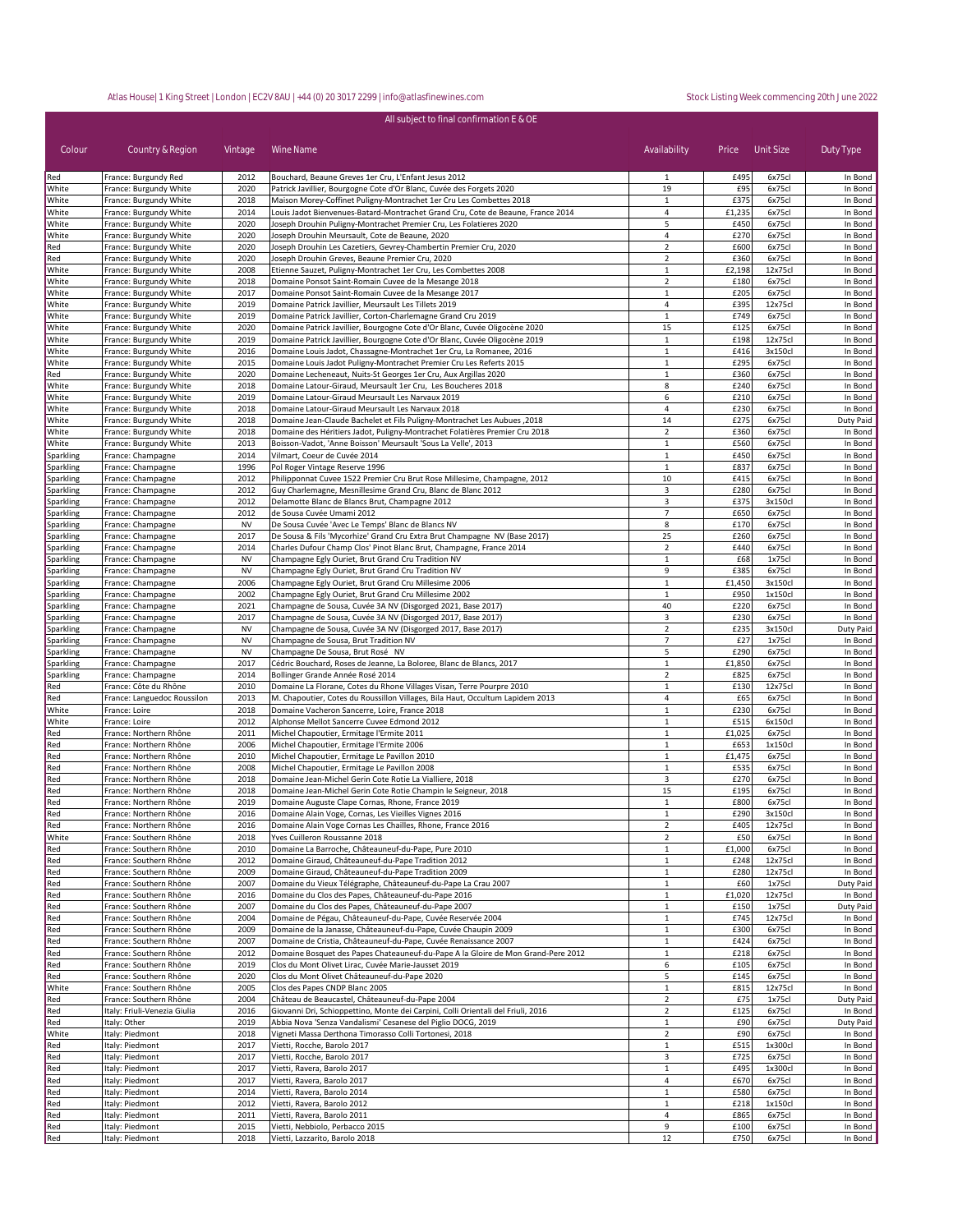Atlas House | 1 King Street | London | EC2V 8AU | +44 (0) 20 3017 2299 | info@atlasfinewines.com

Stock Listing Week commencing 20th June 2022

All subject to final confirmation E & OE

| Colour | Country & Region | Vintage | Wine Name | Availability | Price | Unit Size | Duty Type |
|---|---|---|---|---|---|---|---|
| Red | France: Burgundy Red | 2012 | Bouchard, Beaune Greves 1er Cru, L'Enfant Jesus 2012 | 1 | £495 | 6x75cl | In Bond |
| White | France: Burgundy White | 2020 | Patrick Javillier, Bourgogne Cote d'Or Blanc, Cuvée des Forgets 2020 | 19 | £95 | 6x75cl | In Bond |
| White | France: Burgundy White | 2018 | Maison Morey-Coffinet Puligny-Montrachet 1er Cru Les Combettes 2018 | 1 | £375 | 6x75cl | In Bond |
| White | France: Burgundy White | 2014 | Louis Jadot Bienvenues-Batard-Montrachet Grand Cru, Cote de Beaune, France 2014 | 4 | £1,235 | 6x75cl | In Bond |
| White | France: Burgundy White | 2020 | Joseph Drouhin Puligny-Montrachet Premier Cru, Les Folatieres 2020 | 5 | £450 | 6x75cl | In Bond |
| White | France: Burgundy White | 2020 | Joseph Drouhin Meursault, Cote de Beaune, 2020 | 4 | £270 | 6x75cl | In Bond |
| Red | France: Burgundy White | 2020 | Joseph Drouhin Les Cazetiers, Gevrey-Chambertin Premier Cru, 2020 | 2 | £600 | 6x75cl | In Bond |
| Red | France: Burgundy White | 2020 | Joseph Drouhin Greves, Beaune Premier Cru, 2020 | 2 | £360 | 6x75cl | In Bond |
| White | France: Burgundy White | 2008 | Etienne Sauzet, Puligny-Montrachet 1er Cru, Les Combettes 2008 | 1 | £2,198 | 12x75cl | In Bond |
| White | France: Burgundy White | 2018 | Domaine Ponsot Saint-Romain Cuvee de la Mesange 2018 | 2 | £180 | 6x75cl | In Bond |
| White | France: Burgundy White | 2017 | Domaine Ponsot Saint-Romain Cuvee de la Mesange 2017 | 1 | £205 | 6x75cl | In Bond |
| White | France: Burgundy White | 2019 | Domaine Patrick Javillier, Meursault Les Tillets 2019 | 4 | £395 | 12x75cl | In Bond |
| White | France: Burgundy White | 2019 | Domaine Patrick Javillier, Corton-Charlemagne Grand Cru 2019 | 1 | £749 | 6x75cl | In Bond |
| White | France: Burgundy White | 2020 | Domaine Patrick Javillier, Bourgogne Cote d'Or Blanc, Cuvée Oligocène 2020 | 15 | £125 | 6x75cl | In Bond |
| White | France: Burgundy White | 2019 | Domaine Patrick Javillier, Bourgogne Cote d'Or Blanc, Cuvée Oligocène 2019 | 1 | £198 | 12x75cl | In Bond |
| White | France: Burgundy White | 2016 | Domaine Louis Jadot, Chassagne-Montrachet 1er Cru, La Romanee, 2016 | 1 | £416 | 3x150cl | In Bond |
| White | France: Burgundy White | 2015 | Domaine Louis Jadot Puligny-Montrachet Premier Cru Les Referts 2015 | 1 | £295 | 6x75cl | In Bond |
| Red | France: Burgundy White | 2020 | Domaine Lecheneaut, Nuits-St Georges 1er Cru, Aux Argillas 2020 | 1 | £360 | 6x75cl | In Bond |
| White | France: Burgundy White | 2018 | Domaine Latour-Giraud, Meursault 1er Cru, Les Boucheres 2018 | 8 | £240 | 6x75cl | In Bond |
| White | France: Burgundy White | 2019 | Domaine Latour-Giraud Meursault Les Narvaux 2019 | 6 | £210 | 6x75cl | In Bond |
| White | France: Burgundy White | 2018 | Domaine Latour-Giraud Meursault Les Narvaux 2018 | 4 | £230 | 6x75cl | In Bond |
| White | France: Burgundy White | 2018 | Domaine Jean-Claude Bachelet et Fils Puligny-Montrachet Les Aubues ,2018 | 14 | £275 | 6x75cl | Duty Paid |
| White | France: Burgundy White | 2018 | Domaine des Héritiers Jadot, Puligny-Montrachet Folatières Premier Cru 2018 | 2 | £360 | 6x75cl | In Bond |
| White | France: Burgundy White | 2013 | Boisson-Vadot, 'Anne Boisson' Meursault 'Sous La Velle', 2013 | 1 | £560 | 6x75cl | In Bond |
| Sparkling | France: Champagne | 2014 | Vilmart, Coeur de Cuvée 2014 | 1 | £450 | 6x75cl | In Bond |
| Sparkling | France: Champagne | 1996 | Pol Roger Vintage Reserve 1996 | 1 | £837 | 6x75cl | In Bond |
| Sparkling | France: Champagne | 2012 | Philipponnat Cuvee 1522 Premier Cru Brut Rose Millesime, Champagne, 2012 | 10 | £415 | 6x75cl | In Bond |
| Sparkling | France: Champagne | 2012 | Guy Charlemagne, Mesnillesime Grand Cru, Blanc de Blanc 2012 | 3 | £280 | 6x75cl | In Bond |
| Sparkling | France: Champagne | 2012 | Delamotte Blanc de Blancs Brut, Champagne 2012 | 3 | £375 | 3x150cl | In Bond |
| Sparkling | France: Champagne | 2012 | de Sousa Cuvée Umami 2012 | 7 | £650 | 6x75cl | In Bond |
| Sparkling | France: Champagne | NV | De Sousa Cuvée 'Avec Le Temps' Blanc de Blancs NV | 8 | £170 | 6x75cl | In Bond |
| Sparkling | France: Champagne | 2017 | De Sousa & Fils 'Mycorhize' Grand Cru Extra Brut Champagne NV (Base 2017) | 25 | £260 | 6x75cl | In Bond |
| Sparkling | France: Champagne | 2014 | Charles Dufour Champ Clos' Pinot Blanc Brut, Champagne, France 2014 | 2 | £440 | 6x75cl | In Bond |
| Sparkling | France: Champagne | NV | Champagne Egly Ouriet, Brut Grand Cru Tradition NV | 1 | £68 | 1x75cl | In Bond |
| Sparkling | France: Champagne | NV | Champagne Egly Ouriet, Brut Grand Cru Tradition NV | 9 | £385 | 6x75cl | In Bond |
| Sparkling | France: Champagne | 2006 | Champagne Egly Ouriet, Brut Grand Cru Millesime 2006 | 1 | £1,450 | 3x150cl | In Bond |
| Sparkling | France: Champagne | 2002 | Champagne Egly Ouriet, Brut Grand Cru Millesime 2002 | 1 | £950 | 1x150cl | In Bond |
| Sparkling | France: Champagne | 2021 | Champagne de Sousa, Cuvée 3A NV (Disgorged 2021, Base 2017) | 40 | £220 | 6x75cl | In Bond |
| Sparkling | France: Champagne | 2017 | Champagne de Sousa, Cuvée 3A NV (Disgorged 2017, Base 2017) | 3 | £230 | 6x75cl | In Bond |
| Sparkling | France: Champagne | NV | Champagne de Sousa, Cuvée 3A NV (Disgorged 2017, Base 2017) | 2 | £235 | 3x150cl | Duty Paid |
| Sparkling | France: Champagne | NV | Champagne de Sousa, Brut Tradition NV | 7 | £27 | 1x75cl | In Bond |
| Sparkling | France: Champagne | NV | Champagne De Sousa, Brut Rosé NV | 5 | £290 | 6x75cl | In Bond |
| Sparkling | France: Champagne | 2017 | Cédric Bouchard, Roses de Jeanne, La Boloree, Blanc de Blancs, 2017 | 1 | £1,850 | 6x75cl | In Bond |
| Sparkling | France: Champagne | 2014 | Bollinger Grande Année Rosé 2014 | 2 | £825 | 6x75cl | In Bond |
| Red | France: Côte du Rhône | 2010 | Domaine La Florane, Cotes du Rhone Villages Visan, Terre Pourpre 2010 | 1 | £130 | 12x75cl | In Bond |
| Red | France: Languedoc Roussilon | 2013 | M. Chapoutier, Cotes du Roussillon Villages, Bila Haut, Occultum Lapidem 2013 | 4 | £65 | 6x75cl | In Bond |
| White | France: Loire | 2018 | Domaine Vacheron Sancerre, Loire, France 2018 | 1 | £230 | 6x75cl | In Bond |
| White | France: Loire | 2012 | Alphonse Mellot Sancerre Cuvee Edmond 2012 | 1 | £515 | 6x150cl | In Bond |
| Red | France: Northern Rhône | 2011 | Michel Chapoutier, Ermitage l'Ermite 2011 | 1 | £1,025 | 6x75cl | In Bond |
| Red | France: Northern Rhône | 2006 | Michel Chapoutier, Ermitage l'Ermite 2006 | 1 | £653 | 1x150cl | In Bond |
| Red | France: Northern Rhône | 2010 | Michel Chapoutier, Ermitage Le Pavillon 2010 | 1 | £1,475 | 6x75cl | In Bond |
| Red | France: Northern Rhône | 2008 | Michel Chapoutier, Ermitage Le Pavillon 2008 | 1 | £535 | 6x75cl | In Bond |
| Red | France: Northern Rhône | 2018 | Domaine Jean-Michel Gerin Cote Rotie La Vialliere, 2018 | 3 | £270 | 6x75cl | In Bond |
| Red | France: Northern Rhône | 2018 | Domaine Jean-Michel Gerin Cote Rotie Champin le Seigneur, 2018 | 15 | £195 | 6x75cl | In Bond |
| Red | France: Northern Rhône | 2019 | Domaine Auguste Clape Cornas, Rhone, France 2019 | 1 | £800 | 6x75cl | In Bond |
| Red | France: Northern Rhône | 2016 | Domaine Alain Voge, Cornas, Les Vieilles Vignes 2016 | 1 | £290 | 3x150cl | In Bond |
| Red | France: Northern Rhône | 2016 | Domaine Alain Voge Cornas Les Chailles, Rhone, France 2016 | 2 | £405 | 12x75cl | In Bond |
| White | France: Southern Rhône | 2018 | Yves Cuilleron Roussanne 2018 | 2 | £50 | 6x75cl | In Bond |
| Red | France: Southern Rhône | 2010 | Domaine La Barroche, Châteauneuf-du-Pape, Pure 2010 | 1 | £1,000 | 6x75cl | In Bond |
| Red | France: Southern Rhône | 2012 | Domaine Giraud, Châteauneuf-du-Pape Tradition 2012 | 1 | £248 | 12x75cl | In Bond |
| Red | France: Southern Rhône | 2009 | Domaine Giraud, Châteauneuf-du-Pape Tradition 2009 | 1 | £280 | 12x75cl | In Bond |
| Red | France: Southern Rhône | 2007 | Domaine du Vieux Télégraphe, Châteauneuf-du-Pape La Crau 2007 | 1 | £60 | 1x75cl | Duty Paid |
| Red | France: Southern Rhône | 2016 | Domaine du Clos des Papes, Châteauneuf-du-Pape 2016 | 1 | £1,020 | 12x75cl | In Bond |
| Red | France: Southern Rhône | 2007 | Domaine du Clos des Papes, Châteauneuf-du-Pape 2007 | 1 | £150 | 1x75cl | Duty Paid |
| Red | France: Southern Rhône | 2004 | Domaine de Pégau, Châteauneuf-du-Pape, Cuvée Reservée 2004 | 1 | £745 | 12x75cl | In Bond |
| Red | France: Southern Rhône | 2009 | Domaine de la Janasse, Châteauneuf-du-Pape, Cuvée Chaupin 2009 | 1 | £300 | 6x75cl | In Bond |
| Red | France: Southern Rhône | 2007 | Domaine de Cristia, Châteauneuf-du-Pape, Cuvée Renaissance 2007 | 1 | £424 | 6x75cl | In Bond |
| Red | France: Southern Rhône | 2012 | Domaine Bosquet des Papes Chateauneuf-du-Pape A la Gloire de Mon Grand-Pere 2012 | 1 | £218 | 6x75cl | In Bond |
| Red | France: Southern Rhône | 2019 | Clos du Mont Olivet Lirac, Cuvée Marie-Jausset 2019 | 6 | £105 | 6x75cl | In Bond |
| Red | France: Southern Rhône | 2020 | Clos du Mont Olivet Châteauneuf-du-Pape 2020 | 5 | £145 | 6x75cl | In Bond |
| White | France: Southern Rhône | 2005 | Clos des Papes CNDP Blanc 2005 | 1 | £815 | 12x75cl | In Bond |
| Red | France: Southern Rhône | 2004 | Château de Beaucastel, Châteauneuf-du-Pape 2004 | 2 | £75 | 1x75cl | Duty Paid |
| Red | Italy: Friuli-Venezia Giulia | 2016 | Giovanni Dri, Schioppettino, Monte dei Carpini, Colli Orientali del Friuli, 2016 | 2 | £125 | 6x75cl | In Bond |
| Red | Italy: Other | 2019 | Abbia Nova 'Senza Vandalismi' Cesanese del Piglio DOCG, 2019 | 1 | £90 | 6x75cl | Duty Paid |
| White | Italy: Piedmont | 2018 | Vigneti Massa Derthona Timorasso Colli Tortonesi, 2018 | 2 | £90 | 6x75cl | In Bond |
| Red | Italy: Piedmont | 2017 | Vietti, Rocche, Barolo 2017 | 1 | £515 | 1x300cl | In Bond |
| Red | Italy: Piedmont | 2017 | Vietti, Rocche, Barolo 2017 | 3 | £725 | 6x75cl | In Bond |
| Red | Italy: Piedmont | 2017 | Vietti, Ravera, Barolo 2017 | 1 | £495 | 1x300cl | In Bond |
| Red | Italy: Piedmont | 2017 | Vietti, Ravera, Barolo 2017 | 4 | £670 | 6x75cl | In Bond |
| Red | Italy: Piedmont | 2014 | Vietti, Ravera, Barolo 2014 | 1 | £580 | 6x75cl | In Bond |
| Red | Italy: Piedmont | 2012 | Vietti, Ravera, Barolo 2012 | 1 | £218 | 1x150cl | In Bond |
| Red | Italy: Piedmont | 2011 | Vietti, Ravera, Barolo 2011 | 4 | £865 | 6x75cl | In Bond |
| Red | Italy: Piedmont | 2015 | Vietti, Nebbiolo, Perbacco 2015 | 9 | £100 | 6x75cl | In Bond |
| Red | Italy: Piedmont | 2018 | Vietti, Lazzarito, Barolo 2018 | 12 | £750 | 6x75cl | In Bond |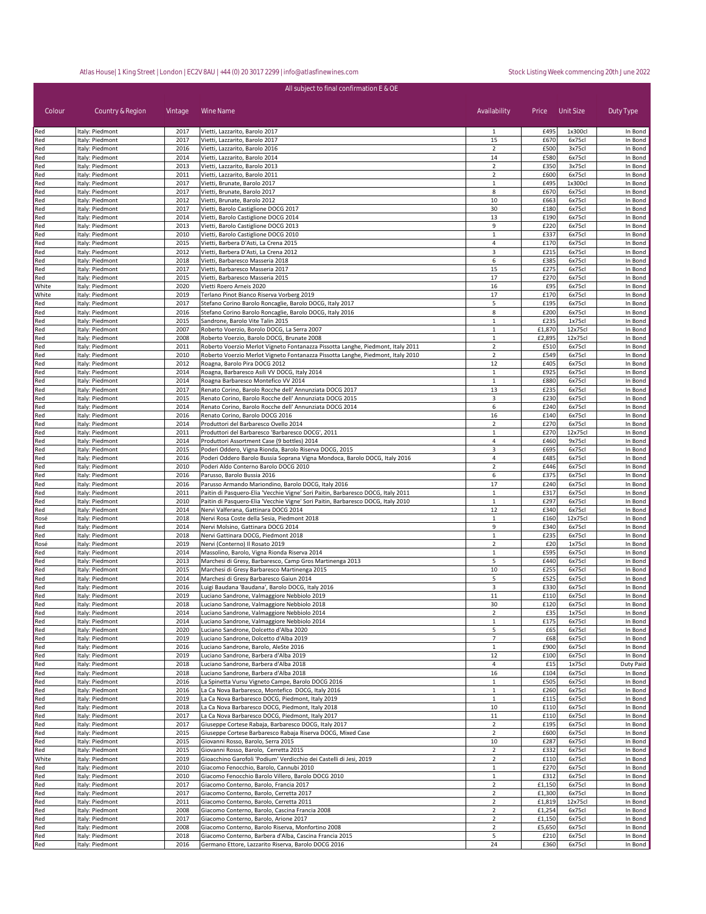| Colour | Country & Region | Vintage | Wine Name | Availability | Price | Unit Size | Duty Type |
|---|---|---|---|---|---|---|---|
| Red | Italy: Piedmont | 2017 | Vietti, Lazzarito, Barolo 2017 | 1 | £495 | 1x300cl | In Bond |
| Red | Italy: Piedmont | 2017 | Vietti, Lazzarito, Barolo 2017 | 15 | £670 | 6x75cl | In Bond |
| Red | Italy: Piedmont | 2016 | Vietti, Lazzarito, Barolo 2016 | 2 | £500 | 3x75cl | In Bond |
| Red | Italy: Piedmont | 2014 | Vietti, Lazzarito, Barolo 2014 | 14 | £580 | 6x75cl | In Bond |
| Red | Italy: Piedmont | 2013 | Vietti, Lazzarito, Barolo 2013 | 2 | £350 | 3x75cl | In Bond |
| Red | Italy: Piedmont | 2011 | Vietti, Lazzarito, Barolo 2011 | 2 | £600 | 6x75cl | In Bond |
| Red | Italy: Piedmont | 2017 | Vietti, Brunate, Barolo 2017 | 1 | £495 | 1x300cl | In Bond |
| Red | Italy: Piedmont | 2017 | Vietti, Brunate, Barolo 2017 | 8 | £670 | 6x75cl | In Bond |
| Red | Italy: Piedmont | 2012 | Vietti, Brunate, Barolo 2012 | 10 | £663 | 6x75cl | In Bond |
| Red | Italy: Piedmont | 2017 | Vietti, Barolo Castiglione DOCG 2017 | 30 | £180 | 6x75cl | In Bond |
| Red | Italy: Piedmont | 2014 | Vietti, Barolo Castiglione DOCG 2014 | 13 | £190 | 6x75cl | In Bond |
| Red | Italy: Piedmont | 2013 | Vietti, Barolo Castiglione DOCG 2013 | 9 | £220 | 6x75cl | In Bond |
| Red | Italy: Piedmont | 2010 | Vietti, Barolo Castiglione DOCG 2010 | 1 | £337 | 6x75cl | In Bond |
| Red | Italy: Piedmont | 2015 | Vietti, Barbera D'Asti, La Crena 2015 | 4 | £170 | 6x75cl | In Bond |
| Red | Italy: Piedmont | 2012 | Vietti, Barbera D'Asti, La Crena 2012 | 3 | £215 | 6x75cl | In Bond |
| Red | Italy: Piedmont | 2018 | Vietti, Barbaresco Masseria 2018 | 6 | £385 | 6x75cl | In Bond |
| Red | Italy: Piedmont | 2017 | Vietti, Barbaresco Masseria 2017 | 15 | £275 | 6x75cl | In Bond |
| Red | Italy: Piedmont | 2015 | Vietti, Barbaresco Masseria 2015 | 17 | £270 | 6x75cl | In Bond |
| White | Italy: Piedmont | 2020 | Vietti Roero Arneis 2020 | 16 | £95 | 6x75cl | In Bond |
| White | Italy: Piedmont | 2019 | Terlano Pinot Bianco Riserva Vorberg 2019 | 17 | £170 | 6x75cl | In Bond |
| Red | Italy: Piedmont | 2017 | Stefano Corino Barolo Roncaglie, Barolo DOCG, Italy 2017 | 5 | £195 | 6x75cl | In Bond |
| Red | Italy: Piedmont | 2016 | Stefano Corino Barolo Roncaglie, Barolo DOCG, Italy 2016 | 8 | £200 | 6x75cl | In Bond |
| Red | Italy: Piedmont | 2015 | Sandrone, Barolo Vite Talin 2015 | 1 | £235 | 1x75cl | In Bond |
| Red | Italy: Piedmont | 2007 | Roberto Voerzio, Borolo DOCG, La Serra 2007 | 1 | £1,870 | 12x75cl | In Bond |
| Red | Italy: Piedmont | 2008 | Roberto Voerzio, Barolo DOCG, Brunate 2008 | 1 | £2,895 | 12x75cl | In Bond |
| Red | Italy: Piedmont | 2011 | Roberto Voerzio Merlot Vigneto Fontanazza Pissotta Langhe, Piedmont, Italy 2011 | 2 | £510 | 6x75cl | In Bond |
| Red | Italy: Piedmont | 2010 | Roberto Voerzio Merlot Vigneto Fontanazza Pissotta Langhe, Piedmont, Italy 2010 | 2 | £549 | 6x75cl | In Bond |
| Red | Italy: Piedmont | 2012 | Roagna, Barolo Pira DOCG 2012 | 12 | £405 | 6x75cl | In Bond |
| Red | Italy: Piedmont | 2014 | Roagna, Barbaresco Asili VV DOCG, Italy 2014 | 1 | £925 | 6x75cl | In Bond |
| Red | Italy: Piedmont | 2014 | Roagna Barbaresco Montefico VV 2014 | 1 | £880 | 6x75cl | In Bond |
| Red | Italy: Piedmont | 2017 | Renato Corino, Barolo Rocche dell' Annunziata DOCG 2017 | 13 | £235 | 6x75cl | In Bond |
| Red | Italy: Piedmont | 2015 | Renato Corino, Barolo Rocche dell' Annunziata DOCG 2015 | 3 | £230 | 6x75cl | In Bond |
| Red | Italy: Piedmont | 2014 | Renato Corino, Barolo Rocche dell' Annunziata DOCG 2014 | 6 | £240 | 6x75cl | In Bond |
| Red | Italy: Piedmont | 2016 | Renato Corino, Barolo DOCG 2016 | 16 | £140 | 6x75cl | In Bond |
| Red | Italy: Piedmont | 2014 | Produttori del Barbaresco Ovello 2014 | 2 | £270 | 6x75cl | In Bond |
| Red | Italy: Piedmont | 2011 | Produttori del Barbaresco 'Barbaresco DOCG', 2011 | 1 | £270 | 12x75cl | In Bond |
| Red | Italy: Piedmont | 2014 | Produttori Assortment Case (9 bottles) 2014 | 4 | £460 | 9x75cl | In Bond |
| Red | Italy: Piedmont | 2015 | Poderi Oddero, Vigna Rionda, Barolo Riserva DOCG, 2015 | 3 | £695 | 6x75cl | In Bond |
| Red | Italy: Piedmont | 2016 | Poderi Oddero Barolo Bussia Soprana Vigna Mondoca, Barolo DOCG, Italy 2016 | 4 | £485 | 6x75cl | In Bond |
| Red | Italy: Piedmont | 2010 | Poderi Aldo Conterno Barolo DOCG 2010 | 2 | £446 | 6x75cl | In Bond |
| Red | Italy: Piedmont | 2016 | Parusso, Barolo Bussia 2016 | 6 | £375 | 6x75cl | In Bond |
| Red | Italy: Piedmont | 2016 | Parusso Armando Mariondino, Barolo DOCG, Italy 2016 | 17 | £240 | 6x75cl | In Bond |
| Red | Italy: Piedmont | 2011 | Paitin di Pasquero-Elia 'Vecchie Vigne' Sori Paitin, Barbaresco DOCG, Italy 2011 | 1 | £317 | 6x75cl | In Bond |
| Red | Italy: Piedmont | 2010 | Paitin di Pasquero-Elia 'Vecchie Vigne' Sori Paitin, Barbaresco DOCG, Italy 2010 | 1 | £297 | 6x75cl | In Bond |
| Red | Italy: Piedmont | 2014 | Nervi Valferana, Gattinara DOCG 2014 | 12 | £340 | 6x75cl | In Bond |
| Rosé | Italy: Piedmont | 2018 | Nervi Rosa Coste della Sesia, Piedmont 2018 | 1 | £160 | 12x75cl | In Bond |
| Red | Italy: Piedmont | 2014 | Nervi Molsino, Gattinara DOCG 2014 | 9 | £340 | 6x75cl | In Bond |
| Red | Italy: Piedmont | 2018 | Nervi Gattinara DOCG, Piedmont 2018 | 1 | £235 | 6x75cl | In Bond |
| Rosé | Italy: Piedmont | 2019 | Nervi (Conterno) Il Rosato 2019 | 2 | £20 | 1x75cl | In Bond |
| Red | Italy: Piedmont | 2014 | Massolino, Barolo, Vigna Rionda Riserva 2014 | 1 | £595 | 6x75cl | In Bond |
| Red | Italy: Piedmont | 2013 | Marchesi di Gresy, Barbaresco, Camp Gros Martinenga 2013 | 5 | £440 | 6x75cl | In Bond |
| Red | Italy: Piedmont | 2015 | Marchesi di Gresy Barbaresco Martinenga 2015 | 10 | £255 | 6x75cl | In Bond |
| Red | Italy: Piedmont | 2014 | Marchesi di Gresy Barbaresco Gaiun 2014 | 5 | £525 | 6x75cl | In Bond |
| Red | Italy: Piedmont | 2016 | Luigi Baudana 'Baudana', Barolo DOCG, Italy 2016 | 3 | £330 | 6x75cl | In Bond |
| Red | Italy: Piedmont | 2019 | Luciano Sandrone, Valmaggiore Nebbiolo 2019 | 11 | £110 | 6x75cl | In Bond |
| Red | Italy: Piedmont | 2018 | Luciano Sandrone, Valmaggiore Nebbiolo 2018 | 30 | £120 | 6x75cl | In Bond |
| Red | Italy: Piedmont | 2014 | Luciano Sandrone, Valmaggiore Nebbiolo 2014 | 2 | £35 | 1x75cl | In Bond |
| Red | Italy: Piedmont | 2014 | Luciano Sandrone, Valmaggiore Nebbiolo 2014 | 1 | £175 | 6x75cl | In Bond |
| Red | Italy: Piedmont | 2020 | Luciano Sandrone, Dolcetto d'Alba 2020 | 5 | £65 | 6x75cl | In Bond |
| Red | Italy: Piedmont | 2019 | Luciano Sandrone, Dolcetto d'Alba 2019 | 7 | £68 | 6x75cl | In Bond |
| Red | Italy: Piedmont | 2016 | Luciano Sandrone, Barolo, AleSte 2016 | 1 | £900 | 6x75cl | In Bond |
| Red | Italy: Piedmont | 2019 | Luciano Sandrone, Barbera d'Alba 2019 | 12 | £100 | 6x75cl | In Bond |
| Red | Italy: Piedmont | 2018 | Luciano Sandrone, Barbera d'Alba 2018 | 4 | £15 | 1x75cl | Duty Paid |
| Red | Italy: Piedmont | 2018 | Luciano Sandrone, Barbera d'Alba 2018 | 16 | £104 | 6x75cl | In Bond |
| Red | Italy: Piedmont | 2016 | La Spinetta Vursu Vigneto Campe, Barolo DOCG 2016 | 1 | £505 | 6x75cl | In Bond |
| Red | Italy: Piedmont | 2016 | La Ca Nova Barbaresco, Montefico DOCG, Italy 2016 | 1 | £260 | 6x75cl | In Bond |
| Red | Italy: Piedmont | 2019 | La Ca Nova Barbaresco DOCG, Piedmont, Italy 2019 | 1 | £115 | 6x75cl | In Bond |
| Red | Italy: Piedmont | 2018 | La Ca Nova Barbaresco DOCG, Piedmont, Italy 2018 | 10 | £110 | 6x75cl | In Bond |
| Red | Italy: Piedmont | 2017 | La Ca Nova Barbaresco DOCG, Piedmont, Italy 2017 | 11 | £110 | 6x75cl | In Bond |
| Red | Italy: Piedmont | 2017 | Giuseppe Cortese Rabaja, Barbaresco DOCG, Italy 2017 | 2 | £195 | 6x75cl | In Bond |
| Red | Italy: Piedmont | 2015 | Giuseppe Cortese Barbaresco Rabaja Riserva DOCG, Mixed Case | 2 | £600 | 6x75cl | In Bond |
| Red | Italy: Piedmont | 2015 | Giovanni Rosso, Barolo, Serra 2015 | 10 | £287 | 6x75cl | In Bond |
| Red | Italy: Piedmont | 2015 | Giovanni Rosso, Barolo, Cerretta 2015 | 2 | £332 | 6x75cl | In Bond |
| White | Italy: Piedmont | 2019 | Gioacchino Garofoli 'Podium' Verdicchio dei Castelli di Jesi, 2019 | 2 | £110 | 6x75cl | In Bond |
| Red | Italy: Piedmont | 2010 | Giacomo Fenocchio, Barolo, Cannubi 2010 | 1 | £270 | 6x75cl | In Bond |
| Red | Italy: Piedmont | 2010 | Giacomo Fenocchio Barolo Villero, Barolo DOCG 2010 | 1 | £312 | 6x75cl | In Bond |
| Red | Italy: Piedmont | 2017 | Giacomo Conterno, Barolo, Francia 2017 | 2 | £1,150 | 6x75cl | In Bond |
| Red | Italy: Piedmont | 2017 | Giacomo Conterno, Barolo, Cerretta 2017 | 2 | £1,300 | 6x75cl | In Bond |
| Red | Italy: Piedmont | 2011 | Giacomo Conterno, Barolo, Cerretta 2011 | 2 | £1,819 | 12x75cl | In Bond |
| Red | Italy: Piedmont | 2008 | Giacomo Conterno, Barolo, Cascina Francia 2008 | 2 | £1,254 | 6x75cl | In Bond |
| Red | Italy: Piedmont | 2017 | Giacomo Conterno, Barolo, Arione 2017 | 2 | £1,150 | 6x75cl | In Bond |
| Red | Italy: Piedmont | 2008 | Giacomo Conterno, Barolo Riserva, Monfortino 2008 | 2 | £5,650 | 6x75cl | In Bond |
| Red | Italy: Piedmont | 2018 | Giacomo Conterno, Barbera d'Alba, Cascina Francia 2015 | 5 | £210 | 6x75cl | In Bond |
| Red | Italy: Piedmont | 2016 | Germano Ettore, Lazzarito Riserva, Barolo DOCG 2016 | 24 | £360 | 6x75cl | In Bond |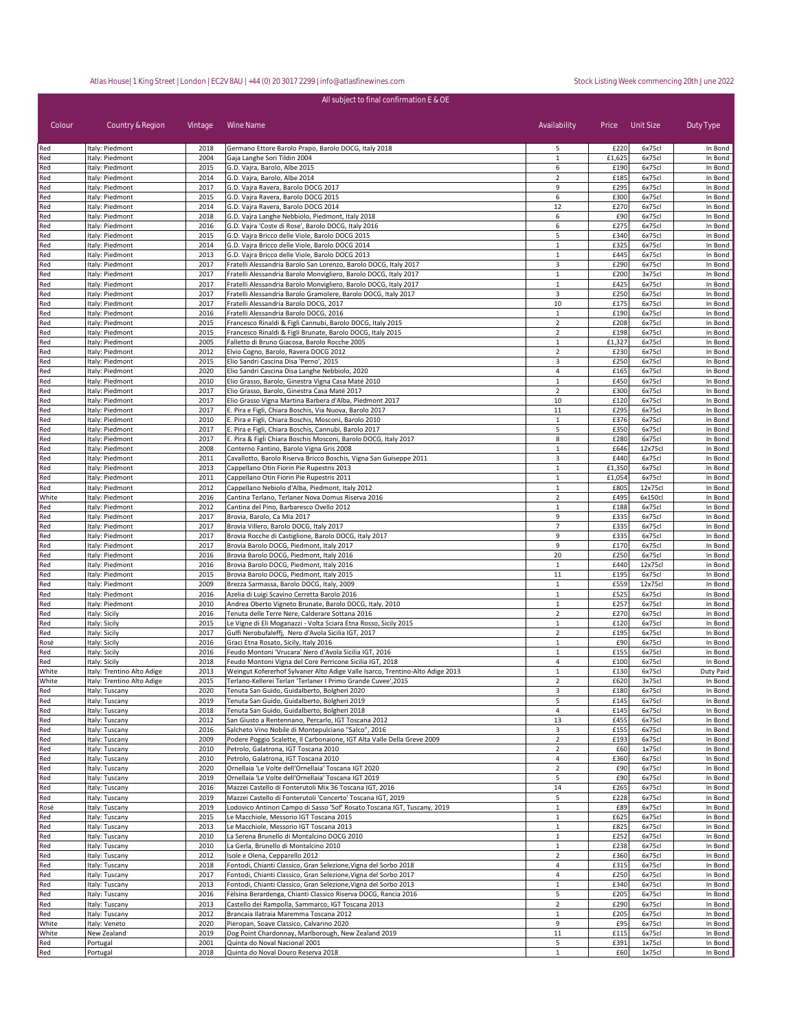All subject to final confirmation E & OE

| Colour | Country & Region | Vintage | Wine Name | Availability | Price | Unit Size | Duty Type |
|---|---|---|---|---|---|---|---|
| Red | Italy: Piedmont | 2018 | Germano Ettore Barolo Prapo, Barolo DOCG, Italy 2018 | 5 | £220 | 6x75cl | In Bond |
| Red | Italy: Piedmont | 2004 | Gaja Langhe Sori Tildin 2004 | 1 | £1,625 | 6x75cl | In Bond |
| Red | Italy: Piedmont | 2015 | G.D. Vajra, Barolo, Albe 2015 | 6 | £190 | 6x75cl | In Bond |
| Red | Italy: Piedmont | 2014 | G.D. Vajra, Barolo, Albe 2014 | 2 | £185 | 6x75cl | In Bond |
| Red | Italy: Piedmont | 2017 | G.D. Vajra Ravera, Barolo DOCG 2017 | 9 | £295 | 6x75cl | In Bond |
| Red | Italy: Piedmont | 2015 | G.D. Vajra Ravera, Barolo DOCG 2015 | 6 | £300 | 6x75cl | In Bond |
| Red | Italy: Piedmont | 2014 | G.D. Vajra Ravera, Barolo DOCG 2014 | 12 | £270 | 6x75cl | In Bond |
| Red | Italy: Piedmont | 2018 | G.D. Vajra Langhe Nebbiolo, Piedmont, Italy 2018 | 6 | £90 | 6x75cl | In Bond |
| Red | Italy: Piedmont | 2016 | G.D. Vajra 'Coste di Rose', Barolo DOCG, Italy 2016 | 6 | £275 | 6x75cl | In Bond |
| Red | Italy: Piedmont | 2015 | G.D. Vajra Bricco delle Viole, Barolo DOCG 2015 | 5 | £340 | 6x75cl | In Bond |
| Red | Italy: Piedmont | 2014 | G.D. Vajra Bricco delle Viole, Barolo DOCG 2014 | 1 | £325 | 6x75cl | In Bond |
| Red | Italy: Piedmont | 2013 | G.D. Vajra Bricco delle Viole, Barolo DOCG 2013 | 1 | £445 | 6x75cl | In Bond |
| Red | Italy: Piedmont | 2017 | Fratelli Alessandria Barolo San Lorenzo, Barolo DOCG, Italy 2017 | 3 | £290 | 6x75cl | In Bond |
| Red | Italy: Piedmont | 2017 | Fratelli Alessandria Barolo Monvigliero, Barolo DOCG, Italy 2017 | 1 | £200 | 3x75cl | In Bond |
| Red | Italy: Piedmont | 2017 | Fratelli Alessandria Barolo Monvigliero, Barolo DOCG, Italy 2017 | 1 | £425 | 6x75cl | In Bond |
| Red | Italy: Piedmont | 2017 | Fratelli Alessandria Barolo Gramolere, Barolo DOCG, Italy 2017 | 3 | £250 | 6x75cl | In Bond |
| Red | Italy: Piedmont | 2017 | Fratelli Alessandria Barolo DOCG, 2017 | 10 | £175 | 6x75cl | In Bond |
| Red | Italy: Piedmont | 2016 | Fratelli Alessandria Barolo DOCG, 2016 | 1 | £190 | 6x75cl | In Bond |
| Red | Italy: Piedmont | 2015 | Francesco Rinaldi & Figli Cannubi, Barolo DOCG, Italy 2015 | 2 | £208 | 6x75cl | In Bond |
| Red | Italy: Piedmont | 2015 | Francesco Rinaldi & Figli Brunate, Barolo DOCG, Italy 2015 | 2 | £198 | 6x75cl | In Bond |
| Red | Italy: Piedmont | 2005 | Falletto di Bruno Giacosa, Barolo Rocche 2005 | 1 | £1,327 | 6x75cl | In Bond |
| Red | Italy: Piedmont | 2012 | Elvio Cogno, Barolo, Ravera DOCG 2012 | 2 | £230 | 6x75cl | In Bond |
| Red | Italy: Piedmont | 2015 | Elio Sandri Cascina Disa 'Perno', 2015 | 3 | £250 | 6x75cl | In Bond |
| Red | Italy: Piedmont | 2020 | Elio Sandri Cascina Disa Langhe Nebbiolo, 2020 | 4 | £165 | 6x75cl | In Bond |
| Red | Italy: Piedmont | 2010 | Elio Grasso, Barolo, Ginestra Vigna Casa Maté 2010 | 1 | £450 | 6x75cl | In Bond |
| Red | Italy: Piedmont | 2017 | Elio Grasso, Barolo, Ginestra Casa Maté 2017 | 2 | £300 | 6x75cl | In Bond |
| Red | Italy: Piedmont | 2017 | Elio Grasso Vigna Martina Barbera d'Alba, Piedmont 2017 | 10 | £120 | 6x75cl | In Bond |
| Red | Italy: Piedmont | 2017 | E. Pira e Figli, Chiara Boschis, Via Nuova, Barolo 2017 | 11 | £295 | 6x75cl | In Bond |
| Red | Italy: Piedmont | 2010 | E. Pira e Figli, Chiara Boschis, Mosconi, Barolo 2010 | 1 | £376 | 6x75cl | In Bond |
| Red | Italy: Piedmont | 2017 | E. Pira e Figli, Chiara Boschis, Cannubi, Barolo 2017 | 5 | £350 | 6x75cl | In Bond |
| Red | Italy: Piedmont | 2017 | E. Pira & Figli Chiara Boschis Mosconi, Barolo DOCG, Italy 2017 | 8 | £280 | 6x75cl | In Bond |
| Red | Italy: Piedmont | 2008 | Conterno Fantino, Barolo Vigna Gris 2008 | 1 | £646 | 12x75cl | In Bond |
| Red | Italy: Piedmont | 2011 | Cavallotto, Barolo Riserva Bricco Boschis, Vigna San Guiseppe 2011 | 3 | £440 | 6x75cl | In Bond |
| Red | Italy: Piedmont | 2013 | Cappellano Otin Fiorin Pie Rupestris 2013 | 1 | £1,350 | 6x75cl | In Bond |
| Red | Italy: Piedmont | 2011 | Cappellano Otin Fiorin Pie Rupestris 2011 | 1 | £1,054 | 6x75cl | In Bond |
| Red | Italy: Piedmont | 2012 | Cappellano Nebiolo d'Alba, Piedmont, Italy 2012 | 1 | £805 | 12x75cl | In Bond |
| White | Italy: Piedmont | 2016 | Cantina Terlano, Terlaner Nova Domus Riserva 2016 | 2 | £495 | 6x150cl | In Bond |
| Red | Italy: Piedmont | 2012 | Cantina del Pino, Barbaresco Ovello 2012 | 1 | £188 | 6x75cl | In Bond |
| Red | Italy: Piedmont | 2017 | Brovia, Barolo, Ca Mia 2017 | 9 | £335 | 6x75cl | In Bond |
| Red | Italy: Piedmont | 2017 | Brovia Villero, Barolo DOCG, Italy 2017 | 7 | £335 | 6x75cl | In Bond |
| Red | Italy: Piedmont | 2017 | Brovia Rocche di Castiglione, Barolo DOCG, Italy 2017 | 9 | £335 | 6x75cl | In Bond |
| Red | Italy: Piedmont | 2017 | Brovia Barolo DOCG, Piedmont, Italy 2017 | 9 | £170 | 6x75cl | In Bond |
| Red | Italy: Piedmont | 2016 | Brovia Barolo DOCG, Piedmont, Italy 2016 | 20 | £250 | 6x75cl | In Bond |
| Red | Italy: Piedmont | 2016 | Brovia Barolo DOCG, Piedmont, Italy 2016 | 1 | £440 | 12x75cl | In Bond |
| Red | Italy: Piedmont | 2015 | Brovia Barolo DOCG, Piedmont, Italy 2015 | 11 | £195 | 6x75cl | In Bond |
| Red | Italy: Piedmont | 2009 | Brezza Sarmassa, Barolo DOCG, Italy, 2009 | 1 | £559 | 12x75cl | In Bond |
| Red | Italy: Piedmont | 2016 | Azelia di Luigi Scavino Cerretta Barolo 2016 | 1 | £525 | 6x75cl | In Bond |
| Red | Italy: Piedmont | 2010 | Andrea Oberto Vigneto Brunate, Barolo DOCG, Italy, 2010 | 1 | £257 | 6x75cl | In Bond |
| Red | Italy: Sicily | 2016 | Tenuta delle Terre Nere, Calderare Sottana 2016 | 2 | £270 | 6x75cl | In Bond |
| Red | Italy: Sicily | 2015 | Le Vigne di Eli Moganazzi - Volta Sciara Etna Rosso, Sicily 2015 | 1 | £120 | 6x75cl | In Bond |
| Red | Italy: Sicily | 2017 | Gulfi Nerobufaleffj, Nero d'Avola Sicilia IGT, 2017 | 2 | £195 | 6x75cl | In Bond |
| Rosé | Italy: Sicily | 2016 | Graci Etna Rosato, Sicily, Italy 2016 | 1 | £90 | 6x75cl | In Bond |
| Red | Italy: Sicily | 2016 | Feudo Montoni 'Vrucara' Nero d'Avola Sicilia IGT, 2016 | 1 | £155 | 6x75cl | In Bond |
| Red | Italy: Sicily | 2018 | Feudo Montoni Vigna del Core Perricone Sicilia IGT, 2018 | 4 | £100 | 6x75cl | In Bond |
| White | Italy: Trentino Alto Adige | 2013 | Weingut Koferehof Sylvaner Alto Adige Valle Isarco, Trentino-Alto Adige 2013 | 1 | £130 | 6x75cl | Duty Paid |
| White | Italy: Trentino Alto Adige | 2015 | Terlano-Kellerei Terlan 'Terlaner I Primo Grande Cuvee',2015 | 2 | £620 | 3x75cl | In Bond |
| Red | Italy: Tuscany | 2020 | Tenuta San Guido, Guidalberto, Bolgheri 2020 | 3 | £180 | 6x75cl | In Bond |
| Red | Italy: Tuscany | 2019 | Tenuta San Guido, Guidalberto, Bolgheri 2019 | 5 | £145 | 6x75cl | In Bond |
| Red | Italy: Tuscany | 2018 | Tenuta San Guido, Guidalberto, Bolgheri 2018 | 4 | £145 | 6x75cl | In Bond |
| Red | Italy: Tuscany | 2012 | San Giusto a Rentennano, Percarlo, IGT Toscana 2012 | 13 | £455 | 6x75cl | In Bond |
| Red | Italy: Tuscany | 2016 | Salcheto Vino Nobile di Montepulciano "Salco", 2016 | 3 | £155 | 6x75cl | In Bond |
| Red | Italy: Tuscany | 2009 | Podere Poggio Scalette, Il Carbonaione, IGT Alta Valle Della Greve 2009 | 2 | £193 | 6x75cl | In Bond |
| Red | Italy: Tuscany | 2010 | Petrolo, Galatrona, IGT Toscana 2010 | 2 | £60 | 1x75cl | In Bond |
| Red | Italy: Tuscany | 2010 | Petrolo, Galatrona, IGT Toscana 2010 | 4 | £360 | 6x75cl | In Bond |
| Red | Italy: Tuscany | 2020 | Ornellaia 'Le Volte dell'Ornellaia' Toscana IGT 2020 | 2 | £90 | 6x75cl | In Bond |
| Red | Italy: Tuscany | 2019 | Ornellaia 'Le Volte dell'Ornellaia' Toscana IGT 2019 | 5 | £90 | 6x75cl | In Bond |
| Red | Italy: Tuscany | 2016 | Mazzei Castello di Fonterutoli Mix 36 Toscana IGT, 2016 | 14 | £265 | 6x75cl | In Bond |
| Red | Italy: Tuscany | 2019 | Mazzei Castello di Fonterutoli 'Concerto' Toscana IGT, 2019 | 5 | £228 | 6x75cl | In Bond |
| Rosé | Italy: Tuscany | 2019 | Lodovico Antinori Campo di Sasso 'Sof' Rosato Toscana IGT, Tuscany, 2019 | 1 | £89 | 6x75cl | In Bond |
| Red | Italy: Tuscany | 2015 | Le Macchiole, Messorio IGT Toscana 2015 | 1 | £625 | 6x75cl | In Bond |
| Red | Italy: Tuscany | 2013 | Le Macchiole, Messorio IGT Toscana 2013 | 1 | £825 | 6x75cl | In Bond |
| Red | Italy: Tuscany | 2010 | La Serena Brunello di Montalcino DOCG 2010 | 1 | £252 | 6x75cl | In Bond |
| Red | Italy: Tuscany | 2010 | La Gerla, Brunello di Montalcino 2010 | 1 | £238 | 6x75cl | In Bond |
| Red | Italy: Tuscany | 2012 | Isole e Olena, Cepparello 2012 | 2 | £360 | 6x75cl | In Bond |
| Red | Italy: Tuscany | 2018 | Fontodi, Chianti Classico, Gran Selezione,Vigna del Sorbo 2018 | 4 | £315 | 6x75cl | In Bond |
| Red | Italy: Tuscany | 2017 | Fontodi, Chianti Classico, Gran Selezione,Vigna del Sorbo 2017 | 4 | £250 | 6x75cl | In Bond |
| Red | Italy: Tuscany | 2013 | Fontodi, Chianti Classico, Gran Selezione,Vigna del Sorbo 2013 | 1 | £340 | 6x75cl | In Bond |
| Red | Italy: Tuscany | 2016 | Fèlsina Berardenga, Chianti Classico Riserva DOCG, Rancia 2016 | 5 | £205 | 6x75cl | In Bond |
| Red | Italy: Tuscany | 2013 | Castello dei Rampolla, Sammarco, IGT Toscana 2013 | 2 | £290 | 6x75cl | In Bond |
| Red | Italy: Tuscany | 2012 | Brancaia Ilatraia Maremma Toscana 2012 | 1 | £205 | 6x75cl | In Bond |
| White | Italy: Veneto | 2020 | Pieropan, Soave Classico, Calvarino 2020 | 9 | £95 | 6x75cl | In Bond |
| White | New Zealand | 2019 | Dog Point Chardonnay, Marlborough, New Zealand 2019 | 11 | £115 | 6x75cl | In Bond |
| Red | Portugal | 2001 | Quinta do Noval Nacional 2001 | 5 | £391 | 1x75cl | In Bond |
| Red | Portugal | 2018 | Quinta do Noval Douro Reserva 2018 | 1 | £60 | 1x75cl | In Bond |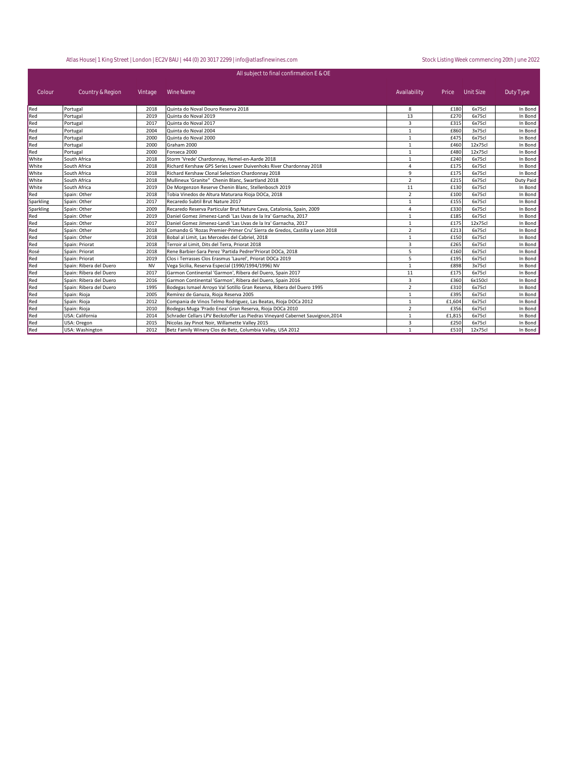Atlas House| 1 King Street | London | EC2V 8AU | +44 (0) 20 3017 2299 | info@atlasfinewines.com

Stock Listing Week commencing 20th June 2022

All subject to final confirmation E & OE

| Colour | Country & Region | Vintage | Wine Name | Availability | Price | Unit Size | Duty Type |
|---|---|---|---|---|---|---|---|
| Red | Portugal | 2018 | Quinta do Noval Douro Reserva 2018 | 8 | £180 | 6x75cl | In Bond |
| Red | Portugal | 2019 | Quinta do Noval 2019 | 13 | £270 | 6x75cl | In Bond |
| Red | Portugal | 2017 | Quinta do Noval 2017 | 3 | £315 | 6x75cl | In Bond |
| Red | Portugal | 2004 | Quinta do Noval 2004 | 1 | £860 | 3x75cl | In Bond |
| Red | Portugal | 2000 | Quinta do Noval 2000 | 1 | £475 | 6x75cl | In Bond |
| Red | Portugal | 2000 | Graham 2000 | 1 | £460 | 12x75cl | In Bond |
| Red | Portugal | 2000 | Fonseca 2000 | 1 | £480 | 12x75cl | In Bond |
| White | South Africa | 2018 | Storm 'Vrede' Chardonnay, Hemel-en-Aarde 2018 | 1 | £240 | 6x75cl | In Bond |
| White | South Africa | 2018 | Richard Kershaw GPS Series Lower Duivenhoks River Chardonnay 2018 | 4 | £175 | 6x75cl | In Bond |
| White | South Africa | 2018 | Richard Kershaw Clonal Selection Chardonnay 2018 | 9 | £175 | 6x75cl | In Bond |
| White | South Africa | 2018 | Mullineux 'Granite" Chenin Blanc, Swartland 2018 | 2 | £215 | 6x75cl | Duty Paid |
| White | South Africa | 2019 | De Morgenzon Reserve Chenin Blanc, Stellenbosch 2019 | 11 | £130 | 6x75cl | In Bond |
| Red | Spain: Other | 2018 | Tobia Vinedos de Altura Maturana Rioja DOCa, 2018 | 2 | £100 | 6x75cl | In Bond |
| Sparkling | Spain: Other | 2017 | Recaredo Subtil Brut Nature 2017 | 1 | £155 | 6x75cl | In Bond |
| Sparkling | Spain: Other | 2009 | Recaredo Reserva Particular Brut Nature Cava, Catalonia, Spain, 2009 | 4 | £330 | 6x75cl | In Bond |
| Red | Spain: Other | 2019 | Daniel Gomez Jimenez-Landi 'Las Uvas de la Ira' Garnacha, 2017 | 1 | £185 | 6x75cl | In Bond |
| Red | Spain: Other | 2017 | Daniel Gomez Jimenez-Landi 'Las Uvas de la Ira' Garnacha, 2017 | 1 | £175 | 12x75cl | In Bond |
| Red | Spain: Other | 2018 | Comando G 'Rozas Premier-Primer Cru' Sierra de Gredos, Castilla y Leon 2018 | 2 | £213 | 6x75cl | In Bond |
| Red | Spain: Other | 2018 | Bobal al Limit, Las Mercedes del Cabriel, 2018 | 1 | £150 | 6x75cl | In Bond |
| Red | Spain: Priorat | 2018 | Terroir al Limit, Dits del Terra, Priorat 2018 | 3 | £265 | 6x75cl | In Bond |
| Rosé | Spain: Priorat | 2018 | Rene Barbier-Sara Perez 'Partida Pedrer'Priorat DOCa, 2018 | 5 | £160 | 6x75cl | In Bond |
| Red | Spain: Priorat | 2019 | Clos i Terrasses Clos Erasmus 'Laurel', Priorat DOCa 2019 | 5 | £195 | 6x75cl | In Bond |
| Red | Spain: Ribera del Duero | NV | Vega Sicilia, Reserva Especial (1990/1994/1996) NV | 1 | £898 | 3x75cl | In Bond |
| Red | Spain: Ribera del Duero | 2017 | Garmon Continental 'Garmon', Ribera del Duero, Spain 2017 | 11 | £175 | 6x75cl | In Bond |
| Red | Spain: Ribera del Duero | 2016 | Garmon Continental 'Garmon', Ribera del Duero, Spain 2016 | 3 | £360 | 6x150cl | In Bond |
| Red | Spain: Ribera del Duero | 1995 | Bodegas Ismael Arroyo Val Sotillo Gran Reserva, Ribera del Duero 1995 | 2 | £310 | 6x75cl | In Bond |
| Red | Spain: Rioja | 2005 | Remirez de Ganuza, Rioja Reserva 2005 | 1 | £395 | 6x75cl | In Bond |
| Red | Spain: Rioja | 2012 | Compania de Vinos Telmo Rodriguez, Las Beatas, Rioja DOCa 2012 | 1 | £1,604 | 6x75cl | In Bond |
| Red | Spain: Rioja | 2010 | Bodegas Muga 'Prado Enea' Gran Reserva, Rioja DOCa 2010 | 2 | £356 | 6x75cl | In Bond |
| Red | USA: California | 2014 | Schrader Cellars LPV Beckstoffer Las Piedras Vineyard Cabernet Sauvignon,2014 | 1 | £1,815 | 6x75cl | In Bond |
| Red | USA: Oregon | 2015 | Nicolas Jay Pinot Noir, Willamette Valley 2015 | 3 | £250 | 6x75cl | In Bond |
| Red | USA: Washington | 2012 | Betz Family Winery Clos de Betz, Columbia Valley, USA 2012 | 1 | £510 | 12x75cl | In Bond |